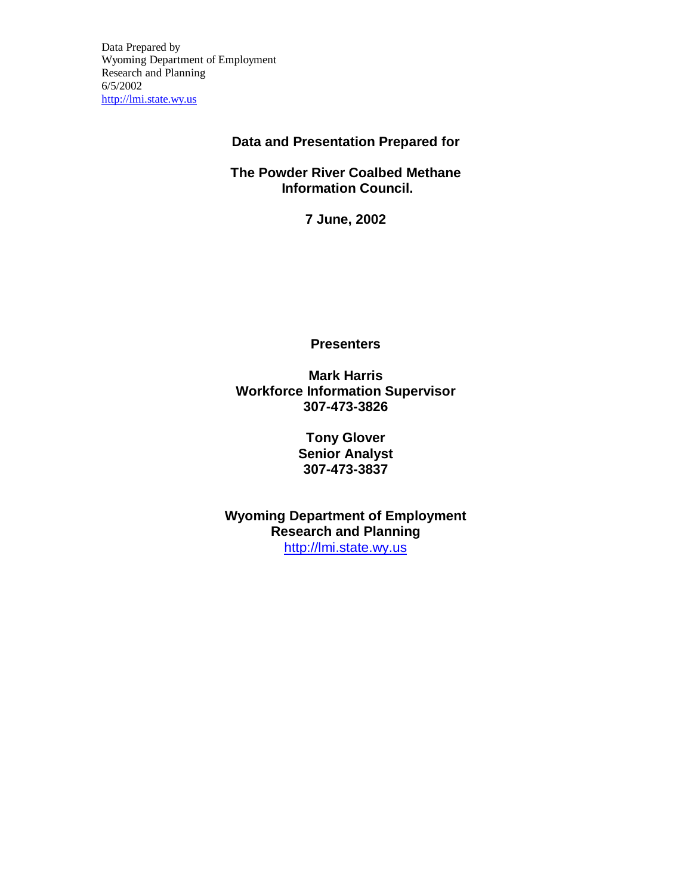Data Prepared by
Wyoming Department of Employment
Research and Planning
6/5/2002
http://lmi.state.wy.us

**Data and Presentation Prepared for**

**The Powder River Coalbed Methane Information Council.**

**7 June, 2002**

**Presenters**

**Mark Harris**
**Workforce Information Supervisor**
**307-473-3826**

**Tony Glover**
**Senior Analyst**
**307-473-3837**

**Wyoming Department of Employment**
**Research and Planning**
http://lmi.state.wy.us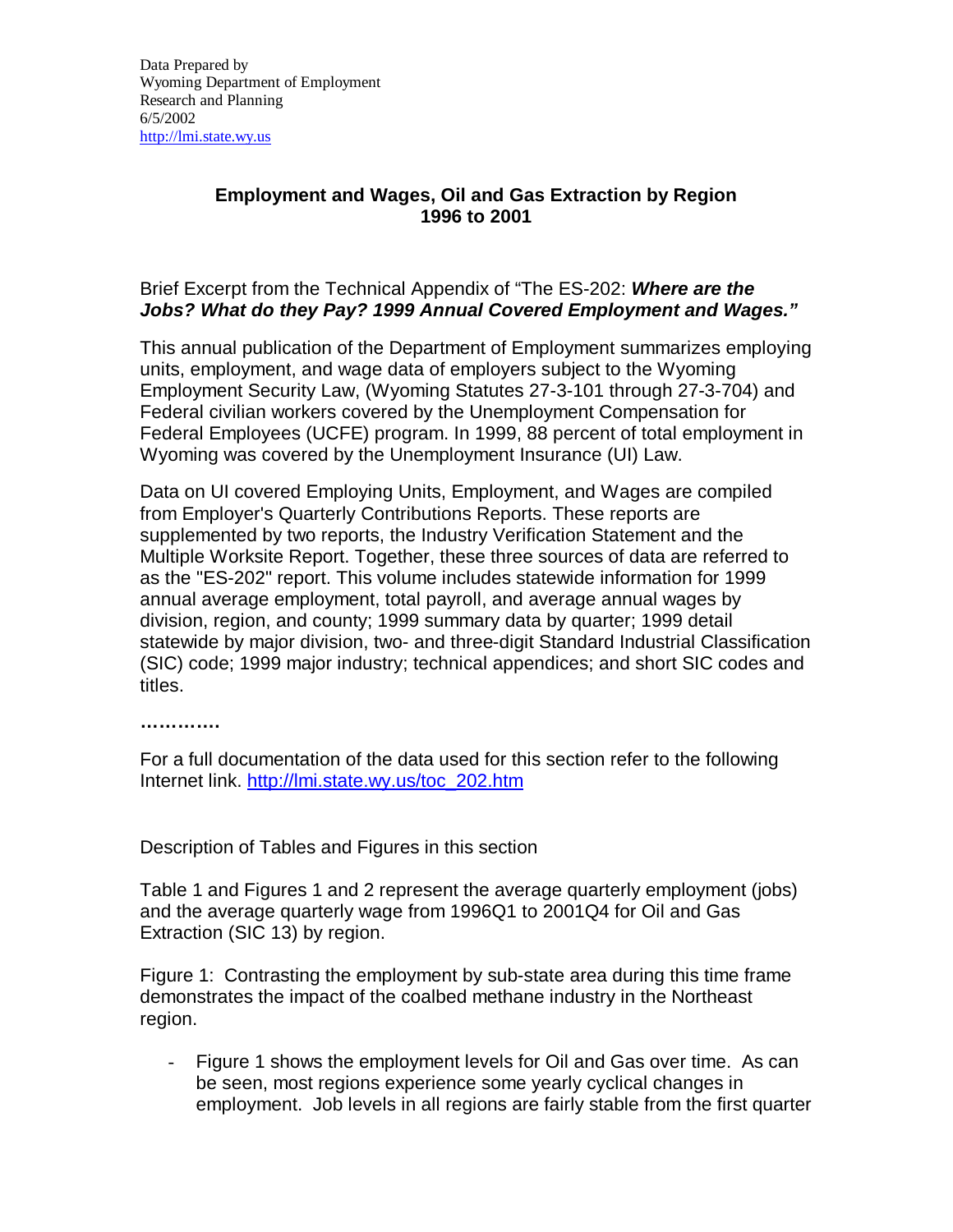Data Prepared by
Wyoming Department of Employment
Research and Planning
6/5/2002
http://lmi.state.wy.us

## Employment and Wages, Oil and Gas Extraction by Region 1996 to 2001

Brief Excerpt from the Technical Appendix of "The ES-202: ***Where are the Jobs? What do they Pay? 1999 Annual Covered Employment and Wages."***

This annual publication of the Department of Employment summarizes employing units, employment, and wage data of employers subject to the Wyoming Employment Security Law, (Wyoming Statutes 27-3-101 through 27-3-704) and Federal civilian workers covered by the Unemployment Compensation for Federal Employees (UCFE) program. In 1999, 88 percent of total employment in Wyoming was covered by the Unemployment Insurance (UI) Law.

Data on UI covered Employing Units, Employment, and Wages are compiled from Employer's Quarterly Contributions Reports. These reports are supplemented by two reports, the Industry Verification Statement and the Multiple Worksite Report. Together, these three sources of data are referred to as the "ES-202" report. This volume includes statewide information for 1999 annual average employment, total payroll, and average annual wages by division, region, and county; 1999 summary data by quarter; 1999 detail statewide by major division, two- and three-digit Standard Industrial Classification (SIC) code; 1999 major industry; technical appendices; and short SIC codes and titles.

**…………**

For a full documentation of the data used for this section refer to the following Internet link. http://lmi.state.wy.us/toc_202.htm

Description of Tables and Figures in this section

Table 1 and Figures 1 and 2 represent the average quarterly employment (jobs) and the average quarterly wage from 1996Q1 to 2001Q4 for Oil and Gas Extraction (SIC 13) by region.

Figure 1: Contrasting the employment by sub-state area during this time frame demonstrates the impact of the coalbed methane industry in the Northeast region.

- Figure 1 shows the employment levels for Oil and Gas over time. As can be seen, most regions experience some yearly cyclical changes in employment. Job levels in all regions are fairly stable from the first quarter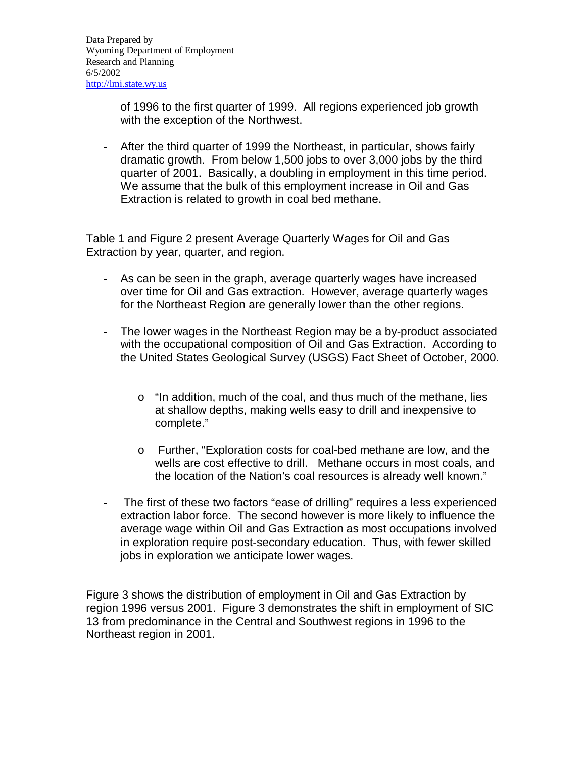of 1996 to the first quarter of 1999. All regions experienced job growth with the exception of the Northwest.

- After the third quarter of 1999 the Northeast, in particular, shows fairly dramatic growth. From below 1,500 jobs to over 3,000 jobs by the third quarter of 2001. Basically, a doubling in employment in this time period. We assume that the bulk of this employment increase in Oil and Gas Extraction is related to growth in coal bed methane.

Table 1 and Figure 2 present Average Quarterly Wages for Oil and Gas Extraction by year, quarter, and region.

- As can be seen in the graph, average quarterly wages have increased over time for Oil and Gas extraction. However, average quarterly wages for the Northeast Region are generally lower than the other regions.
- The lower wages in the Northeast Region may be a by-product associated with the occupational composition of Oil and Gas Extraction. According to the United States Geological Survey (USGS) Fact Sheet of October, 2000.
  - "In addition, much of the coal, and thus much of the methane, lies at shallow depths, making wells easy to drill and inexpensive to complete."
  - Further, "Exploration costs for coal-bed methane are low, and the wells are cost effective to drill. Methane occurs in most coals, and the location of the Nation's coal resources is already well known."
- The first of these two factors "ease of drilling" requires a less experienced extraction labor force. The second however is more likely to influence the average wage within Oil and Gas Extraction as most occupations involved in exploration require post-secondary education. Thus, with fewer skilled jobs in exploration we anticipate lower wages.

Figure 3 shows the distribution of employment in Oil and Gas Extraction by region 1996 versus 2001. Figure 3 demonstrates the shift in employment of SIC 13 from predominance in the Central and Southwest regions in 1996 to the Northeast region in 2001.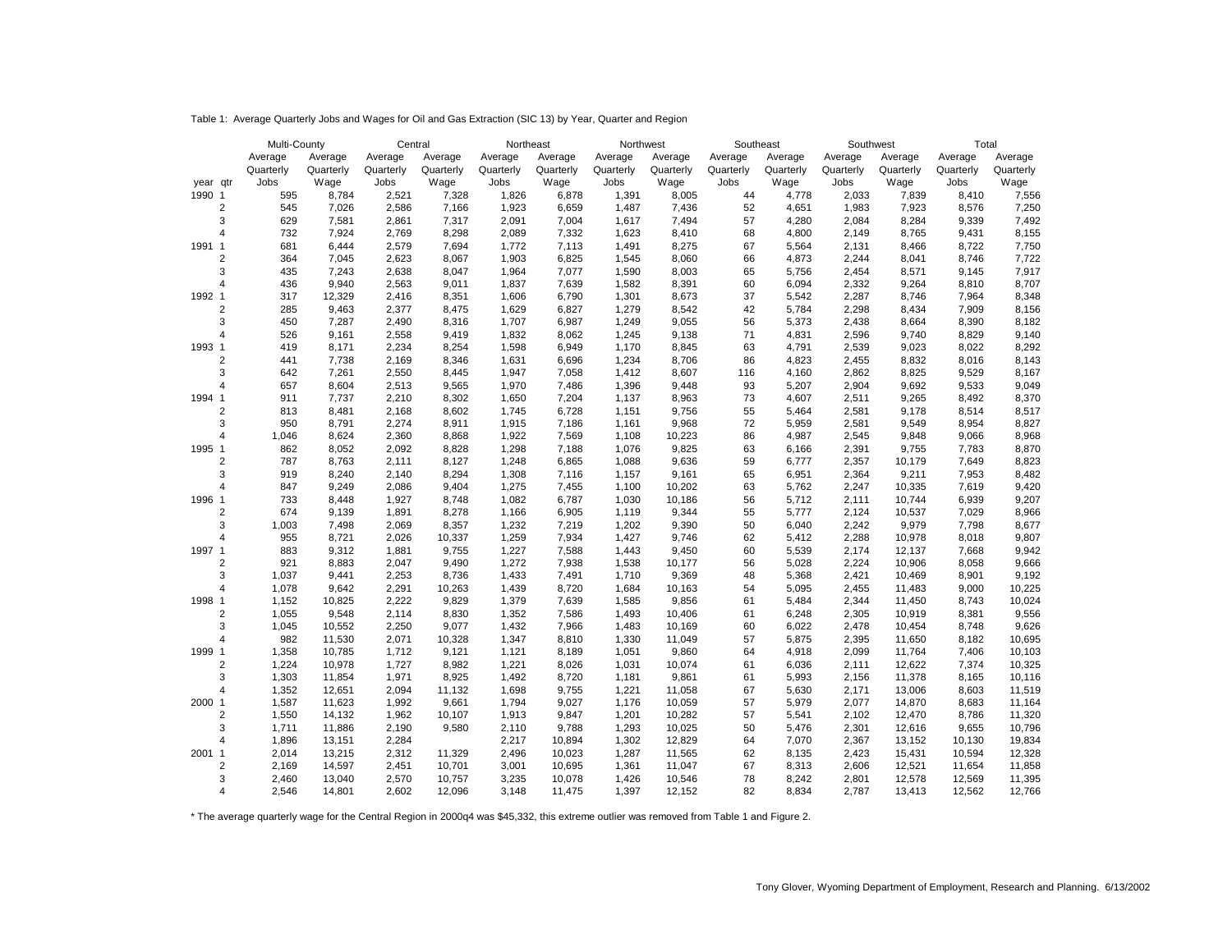Table 1: Average Quarterly Jobs and Wages for Oil and Gas Extraction (SIC 13) by Year, Quarter and Region

| | | Multi-County | | Central | | Northeast | | Northwest | | Southeast | | Southwest | | Total | |
|---|---|---|---|---|---|---|---|---|---|---|---|---|---|---|---|
| year | qtr | Average Quarterly Jobs | Average Quarterly Wage | Average Quarterly Jobs | Average Quarterly Wage | Average Quarterly Jobs | Average Quarterly Wage | Average Quarterly Jobs | Average Quarterly Wage | Average Quarterly Jobs | Average Quarterly Wage | Average Quarterly Jobs | Average Quarterly Wage | Average Quarterly Jobs | Average Quarterly Wage |
| 1990 | 1 | 595 | 8,784 | 2,521 | 7,328 | 1,826 | 6,878 | 1,391 | 8,005 | 44 | 4,778 | 2,033 | 7,839 | 8,410 | 7,556 |
| | 2 | 545 | 7,026 | 2,586 | 7,166 | 1,923 | 6,659 | 1,487 | 7,436 | 52 | 4,651 | 1,983 | 7,923 | 8,576 | 7,250 |
| | 3 | 629 | 7,581 | 2,861 | 7,317 | 2,091 | 7,004 | 1,617 | 7,494 | 57 | 4,280 | 2,084 | 8,284 | 9,339 | 7,492 |
| | 4 | 732 | 7,924 | 2,769 | 8,298 | 2,089 | 7,332 | 1,623 | 8,410 | 68 | 4,800 | 2,149 | 8,765 | 9,431 | 8,155 |
| 1991 | 1 | 681 | 6,444 | 2,579 | 7,694 | 1,772 | 7,113 | 1,491 | 8,275 | 67 | 5,564 | 2,131 | 8,466 | 8,722 | 7,750 |
| | 2 | 364 | 7,045 | 2,623 | 8,067 | 1,903 | 6,825 | 1,545 | 8,060 | 66 | 4,873 | 2,244 | 8,041 | 8,746 | 7,722 |
| | 3 | 435 | 7,243 | 2,638 | 8,047 | 1,964 | 7,077 | 1,590 | 8,003 | 65 | 5,756 | 2,454 | 8,571 | 9,145 | 7,917 |
| | 4 | 436 | 9,940 | 2,563 | 9,011 | 1,837 | 7,639 | 1,582 | 8,391 | 60 | 6,094 | 2,332 | 9,264 | 8,810 | 8,707 |
| 1992 | 1 | 317 | 12,329 | 2,416 | 8,351 | 1,606 | 6,790 | 1,301 | 8,673 | 37 | 5,542 | 2,287 | 8,746 | 7,964 | 8,348 |
| | 2 | 285 | 9,463 | 2,377 | 8,475 | 1,629 | 6,827 | 1,279 | 8,542 | 42 | 5,784 | 2,298 | 8,434 | 7,909 | 8,156 |
| | 3 | 450 | 7,287 | 2,490 | 8,316 | 1,707 | 6,987 | 1,249 | 9,055 | 56 | 5,373 | 2,438 | 8,664 | 8,390 | 8,182 |
| | 4 | 526 | 9,161 | 2,558 | 9,419 | 1,832 | 8,062 | 1,245 | 9,138 | 71 | 4,831 | 2,596 | 9,740 | 8,829 | 9,140 |
| 1993 | 1 | 419 | 8,171 | 2,234 | 8,254 | 1,598 | 6,949 | 1,170 | 8,845 | 63 | 4,791 | 2,539 | 9,023 | 8,022 | 8,292 |
| | 2 | 441 | 7,738 | 2,169 | 8,346 | 1,631 | 6,696 | 1,234 | 8,706 | 86 | 4,823 | 2,455 | 8,832 | 8,016 | 8,143 |
| | 3 | 642 | 7,261 | 2,550 | 8,445 | 1,947 | 7,058 | 1,412 | 8,607 | 116 | 4,160 | 2,862 | 8,825 | 9,529 | 8,167 |
| | 4 | 657 | 8,604 | 2,513 | 9,565 | 1,970 | 7,486 | 1,396 | 9,448 | 93 | 5,207 | 2,904 | 9,692 | 9,533 | 9,049 |
| 1994 | 1 | 911 | 7,737 | 2,210 | 8,302 | 1,650 | 7,204 | 1,137 | 8,963 | 73 | 4,607 | 2,511 | 9,265 | 8,492 | 8,370 |
| | 2 | 813 | 8,481 | 2,168 | 8,602 | 1,745 | 6,728 | 1,151 | 9,756 | 55 | 5,464 | 2,581 | 9,178 | 8,514 | 8,517 |
| | 3 | 950 | 8,791 | 2,274 | 8,911 | 1,915 | 7,186 | 1,161 | 9,968 | 72 | 5,959 | 2,581 | 9,549 | 8,954 | 8,827 |
| | 4 | 1,046 | 8,624 | 2,360 | 8,868 | 1,922 | 7,569 | 1,108 | 10,223 | 86 | 4,987 | 2,545 | 9,848 | 9,066 | 8,968 |
| 1995 | 1 | 862 | 8,052 | 2,092 | 8,828 | 1,298 | 7,188 | 1,076 | 9,825 | 63 | 6,166 | 2,391 | 9,755 | 7,783 | 8,870 |
| | 2 | 787 | 8,763 | 2,111 | 8,127 | 1,248 | 6,865 | 1,088 | 9,636 | 59 | 6,777 | 2,357 | 10,179 | 7,649 | 8,823 |
| | 3 | 919 | 8,240 | 2,140 | 8,294 | 1,308 | 7,116 | 1,157 | 9,161 | 65 | 6,951 | 2,364 | 9,211 | 7,953 | 8,482 |
| | 4 | 847 | 9,249 | 2,086 | 9,404 | 1,275 | 7,455 | 1,100 | 10,202 | 63 | 5,762 | 2,247 | 10,335 | 7,619 | 9,420 |
| 1996 | 1 | 733 | 8,448 | 1,927 | 8,748 | 1,082 | 6,787 | 1,030 | 10,186 | 56 | 5,712 | 2,111 | 10,744 | 6,939 | 9,207 |
| | 2 | 674 | 9,139 | 1,891 | 8,278 | 1,166 | 6,905 | 1,119 | 9,344 | 55 | 5,777 | 2,124 | 10,537 | 7,029 | 8,966 |
| | 3 | 1,003 | 7,498 | 2,069 | 8,357 | 1,232 | 7,219 | 1,202 | 9,390 | 50 | 6,040 | 2,242 | 9,979 | 7,798 | 8,677 |
| | 4 | 955 | 8,721 | 2,026 | 10,337 | 1,259 | 7,934 | 1,427 | 9,746 | 62 | 5,412 | 2,288 | 10,978 | 8,018 | 9,807 |
| 1997 | 1 | 883 | 9,312 | 1,881 | 9,755 | 1,227 | 7,588 | 1,443 | 9,450 | 60 | 5,539 | 2,174 | 12,137 | 7,668 | 9,942 |
| | 2 | 921 | 8,883 | 2,047 | 9,490 | 1,272 | 7,938 | 1,538 | 10,177 | 56 | 5,028 | 2,224 | 10,906 | 8,058 | 9,666 |
| | 3 | 1,037 | 9,441 | 2,253 | 8,736 | 1,433 | 7,491 | 1,710 | 9,369 | 48 | 5,368 | 2,421 | 10,469 | 8,901 | 9,192 |
| | 4 | 1,078 | 9,642 | 2,291 | 10,263 | 1,439 | 8,720 | 1,684 | 10,163 | 54 | 5,095 | 2,455 | 11,483 | 9,000 | 10,225 |
| 1998 | 1 | 1,152 | 10,825 | 2,222 | 9,829 | 1,379 | 7,639 | 1,585 | 9,856 | 61 | 5,484 | 2,344 | 11,450 | 8,743 | 10,024 |
| | 2 | 1,055 | 9,548 | 2,114 | 8,830 | 1,352 | 7,586 | 1,493 | 10,406 | 61 | 6,248 | 2,305 | 10,919 | 8,381 | 9,556 |
| | 3 | 1,045 | 10,552 | 2,250 | 9,077 | 1,432 | 7,966 | 1,483 | 10,169 | 60 | 6,022 | 2,478 | 10,454 | 8,748 | 9,626 |
| | 4 | 982 | 11,530 | 2,071 | 10,328 | 1,347 | 8,810 | 1,330 | 11,049 | 57 | 5,875 | 2,395 | 11,650 | 8,182 | 10,695 |
| 1999 | 1 | 1,358 | 10,785 | 1,712 | 9,121 | 1,121 | 8,189 | 1,051 | 9,860 | 64 | 4,918 | 2,099 | 11,764 | 7,406 | 10,103 |
| | 2 | 1,224 | 10,978 | 1,727 | 8,982 | 1,221 | 8,026 | 1,031 | 10,074 | 61 | 6,036 | 2,111 | 12,622 | 7,374 | 10,325 |
| | 3 | 1,303 | 11,854 | 1,971 | 8,925 | 1,492 | 8,720 | 1,181 | 9,861 | 61 | 5,993 | 2,156 | 11,378 | 8,165 | 10,116 |
| | 4 | 1,352 | 12,651 | 2,094 | 11,132 | 1,698 | 9,755 | 1,221 | 11,058 | 67 | 5,630 | 2,171 | 13,006 | 8,603 | 11,519 |
| 2000 | 1 | 1,587 | 11,623 | 1,992 | 9,661 | 1,794 | 9,027 | 1,176 | 10,059 | 57 | 5,979 | 2,077 | 14,870 | 8,683 | 11,164 |
| | 2 | 1,550 | 14,132 | 1,962 | 10,107 | 1,913 | 9,847 | 1,201 | 10,282 | 57 | 5,541 | 2,102 | 12,470 | 8,786 | 11,320 |
| | 3 | 1,711 | 11,886 | 2,190 | 9,580 | 2,110 | 9,788 | 1,293 | 10,025 | 50 | 5,476 | 2,301 | 12,616 | 9,655 | 10,796 |
| | 4 | 1,896 | 13,151 | 2,284 | | 2,217 | 10,894 | 1,302 | 12,829 | 64 | 7,070 | 2,367 | 13,152 | 10,130 | 19,834 |
| 2001 | 1 | 2,014 | 13,215 | 2,312 | 11,329 | 2,496 | 10,023 | 1,287 | 11,565 | 62 | 8,135 | 2,423 | 15,431 | 10,594 | 12,328 |
| | 2 | 2,169 | 14,597 | 2,451 | 10,701 | 3,001 | 10,695 | 1,361 | 11,047 | 67 | 8,313 | 2,606 | 12,521 | 11,654 | 11,858 |
| | 3 | 2,460 | 13,040 | 2,570 | 10,757 | 3,235 | 10,078 | 1,426 | 10,546 | 78 | 8,242 | 2,801 | 12,578 | 12,569 | 11,395 |
| | 4 | 2,546 | 14,801 | 2,602 | 12,096 | 3,148 | 11,475 | 1,397 | 12,152 | 82 | 8,834 | 2,787 | 13,413 | 12,562 | 12,766 |

* The average quarterly wage for the Central Region in 2000q4 was $45,332, this extreme outlier was removed from Table 1 and Figure 2.

Tony Glover, Wyoming Department of Employment, Research and Planning. 6/13/2002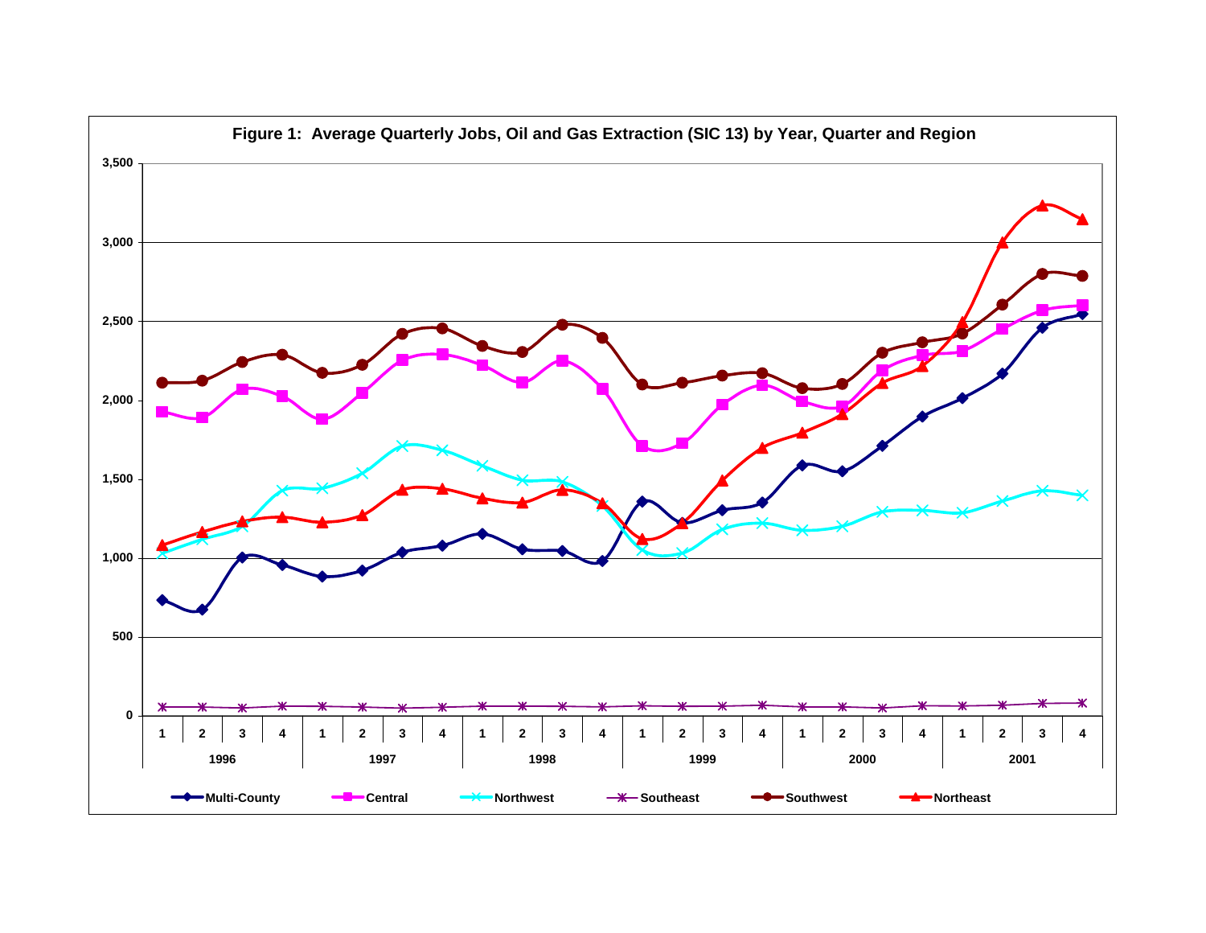**Figure 1: Average Quarterly Jobs, Oil and Gas Extraction (SIC 13) by Year, Quarter and Region**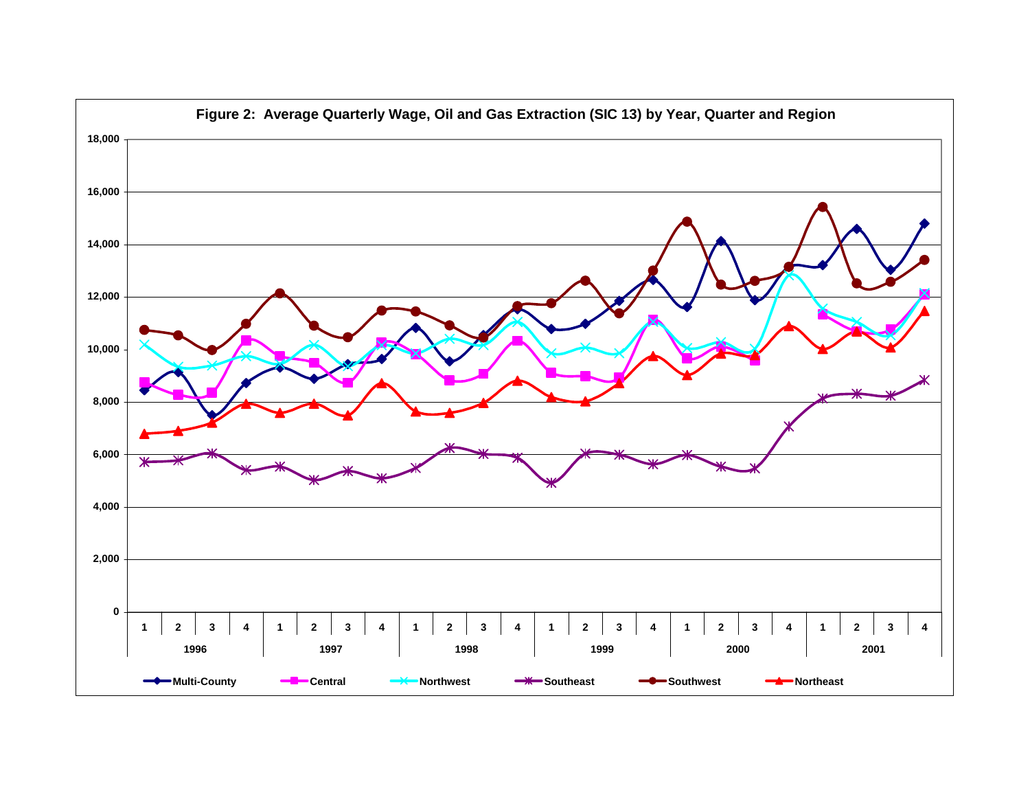**Figure 2: Average Quarterly Wage, Oil and Gas Extraction (SIC 13) by Year, Quarter and Region**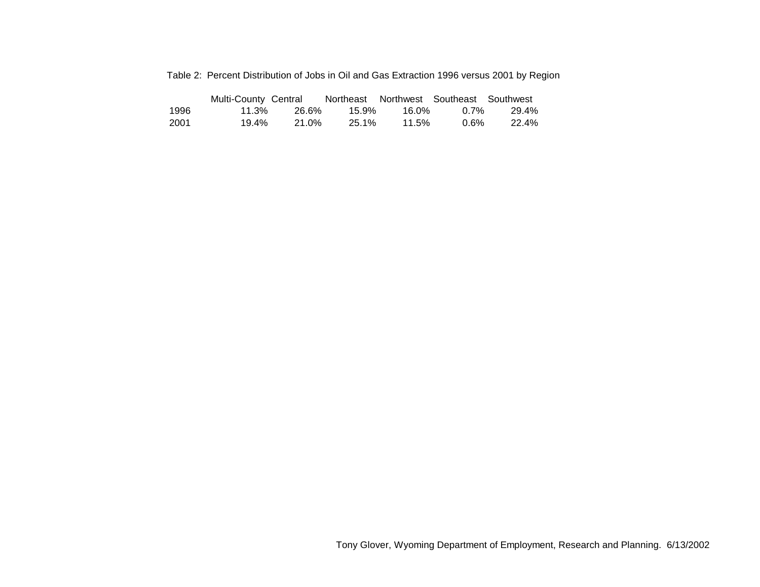Table 2: Percent Distribution of Jobs in Oil and Gas Extraction 1996 versus 2001 by Region

| | Multi-County | Central | Northeast | Northwest | Southeast | Southwest |
|---|---|---|---|---|---|---|
| 1996 | 11.3% | 26.6% | 15.9% | 16.0% | 0.7% | 29.4% |
| 2001 | 19.4% | 21.0% | 25.1% | 11.5% | 0.6% | 22.4% |

Tony Glover, Wyoming Department of Employment, Research and Planning. 6/13/2002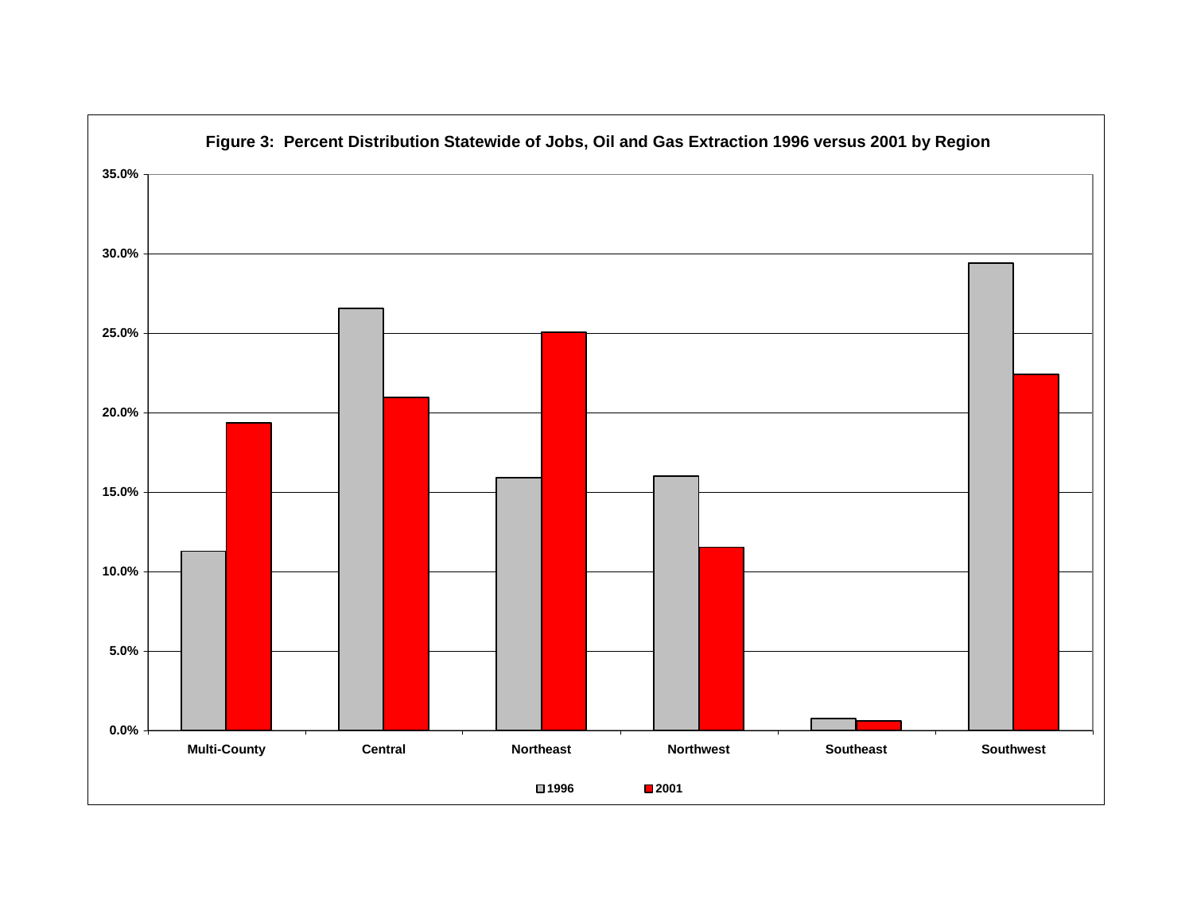**Figure 3: Percent Distribution Statewide of Jobs, Oil and Gas Extraction 1996 versus 2001 by Region**

35.0%
30.0%
25.0%
20.0%
15.0%
10.0%
5.0%
0.0%

Multi-County | Central | Northeast | Northwest | Southeast | Southwest

1996 | 2001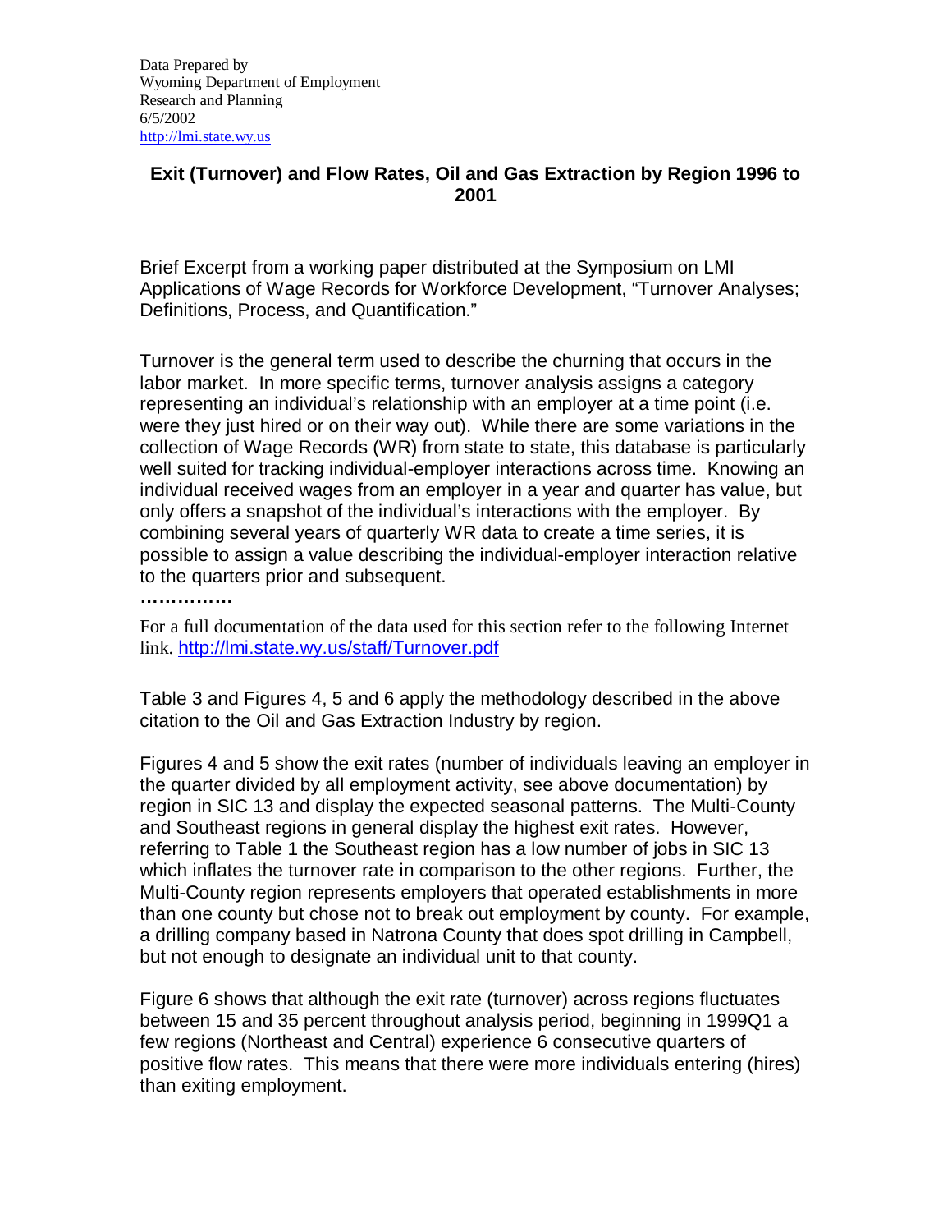Data Prepared by
Wyoming Department of Employment
Research and Planning
6/5/2002
http://lmi.state.wy.us

## Exit (Turnover) and Flow Rates, Oil and Gas Extraction by Region 1996 to 2001

Brief Excerpt from a working paper distributed at the Symposium on LMI Applications of Wage Records for Workforce Development, "Turnover Analyses; Definitions, Process, and Quantification."

Turnover is the general term used to describe the churning that occurs in the labor market. In more specific terms, turnover analysis assigns a category representing an individual's relationship with an employer at a time point (i.e. were they just hired or on their way out). While there are some variations in the collection of Wage Records (WR) from state to state, this database is particularly well suited for tracking individual-employer interactions across time. Knowing an individual received wages from an employer in a year and quarter has value, but only offers a snapshot of the individual's interactions with the employer. By combining several years of quarterly WR data to create a time series, it is possible to assign a value describing the individual-employer interaction relative to the quarters prior and subsequent.

**……………**

For a full documentation of the data used for this section refer to the following Internet link. http://lmi.state.wy.us/staff/Turnover.pdf

Table 3 and Figures 4, 5 and 6 apply the methodology described in the above citation to the Oil and Gas Extraction Industry by region.

Figures 4 and 5 show the exit rates (number of individuals leaving an employer in the quarter divided by all employment activity, see above documentation) by region in SIC 13 and display the expected seasonal patterns. The Multi-County and Southeast regions in general display the highest exit rates. However, referring to Table 1 the Southeast region has a low number of jobs in SIC 13 which inflates the turnover rate in comparison to the other regions. Further, the Multi-County region represents employers that operated establishments in more than one county but chose not to break out employment by county. For example, a drilling company based in Natrona County that does spot drilling in Campbell, but not enough to designate an individual unit to that county.

Figure 6 shows that although the exit rate (turnover) across regions fluctuates between 15 and 35 percent throughout analysis period, beginning in 1999Q1 a few regions (Northeast and Central) experience 6 consecutive quarters of positive flow rates. This means that there were more individuals entering (hires) than exiting employment.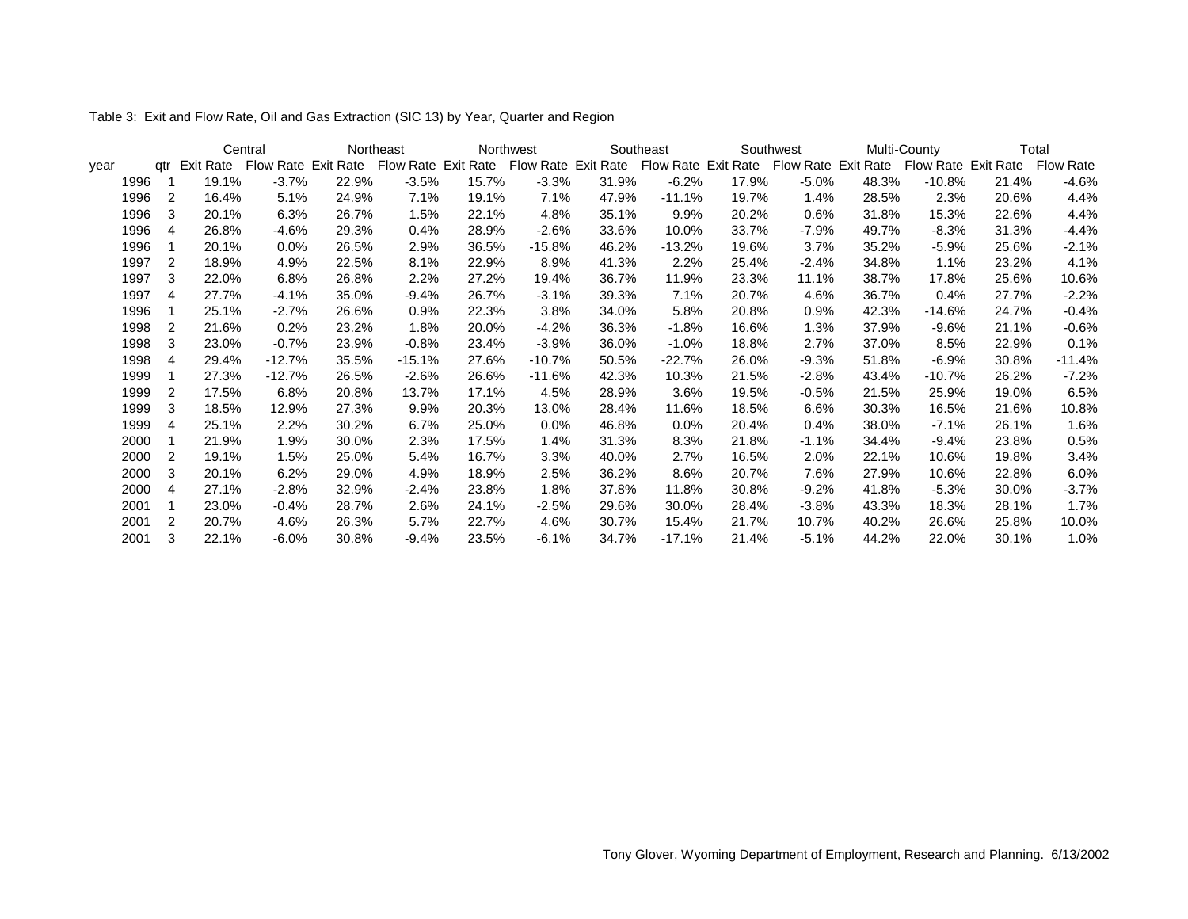Table 3: Exit and Flow Rate, Oil and Gas Extraction (SIC 13) by Year, Quarter and Region

| | | Central | | Northeast | | Northwest | | Southeast | | Southwest | | Multi-County | | Total | |
|---|---|---|---|---|---|---|---|---|---|---|---|---|---|---|---|
| year | qtr | Exit Rate | Flow Rate | Exit Rate | Flow Rate | Exit Rate | Flow Rate | Exit Rate | Flow Rate | Exit Rate | Flow Rate | Exit Rate | Flow Rate | Exit Rate | Flow Rate |
| 1996 | 1 | 19.1% | -3.7% | 22.9% | -3.5% | 15.7% | -3.3% | 31.9% | -6.2% | 17.9% | -5.0% | 48.3% | -10.8% | 21.4% | -4.6% |
| 1996 | 2 | 16.4% | 5.1% | 24.9% | 7.1% | 19.1% | 7.1% | 47.9% | -11.1% | 19.7% | 1.4% | 28.5% | 2.3% | 20.6% | 4.4% |
| 1996 | 3 | 20.1% | 6.3% | 26.7% | 1.5% | 22.1% | 4.8% | 35.1% | 9.9% | 20.2% | 0.6% | 31.8% | 15.3% | 22.6% | 4.4% |
| 1996 | 4 | 26.8% | -4.6% | 29.3% | 0.4% | 28.9% | -2.6% | 33.6% | 10.0% | 33.7% | -7.9% | 49.7% | -8.3% | 31.3% | -4.4% |
| 1996 | 1 | 20.1% | 0.0% | 26.5% | 2.9% | 36.5% | -15.8% | 46.2% | -13.2% | 19.6% | 3.7% | 35.2% | -5.9% | 25.6% | -2.1% |
| 1997 | 2 | 18.9% | 4.9% | 22.5% | 8.1% | 22.9% | 8.9% | 41.3% | 2.2% | 25.4% | -2.4% | 34.8% | 1.1% | 23.2% | 4.1% |
| 1997 | 3 | 22.0% | 6.8% | 26.8% | 2.2% | 27.2% | 19.4% | 36.7% | 11.9% | 23.3% | 11.1% | 38.7% | 17.8% | 25.6% | 10.6% |
| 1997 | 4 | 27.7% | -4.1% | 35.0% | -9.4% | 26.7% | -3.1% | 39.3% | 7.1% | 20.7% | 4.6% | 36.7% | 0.4% | 27.7% | -2.2% |
| 1996 | 1 | 25.1% | -2.7% | 26.6% | 0.9% | 22.3% | 3.8% | 34.0% | 5.8% | 20.8% | 0.9% | 42.3% | -14.6% | 24.7% | -0.4% |
| 1998 | 2 | 21.6% | 0.2% | 23.2% | 1.8% | 20.0% | -4.2% | 36.3% | -1.8% | 16.6% | 1.3% | 37.9% | -9.6% | 21.1% | -0.6% |
| 1998 | 3 | 23.0% | -0.7% | 23.9% | -0.8% | 23.4% | -3.9% | 36.0% | -1.0% | 18.8% | 2.7% | 37.0% | 8.5% | 22.9% | 0.1% |
| 1998 | 4 | 29.4% | -12.7% | 35.5% | -15.1% | 27.6% | -10.7% | 50.5% | -22.7% | 26.0% | -9.3% | 51.8% | -6.9% | 30.8% | -11.4% |
| 1999 | 1 | 27.3% | -12.7% | 26.5% | -2.6% | 26.6% | -11.6% | 42.3% | 10.3% | 21.5% | -2.8% | 43.4% | -10.7% | 26.2% | -7.2% |
| 1999 | 2 | 17.5% | 6.8% | 20.8% | 13.7% | 17.1% | 4.5% | 28.9% | 3.6% | 19.5% | -0.5% | 21.5% | 25.9% | 19.0% | 6.5% |
| 1999 | 3 | 18.5% | 12.9% | 27.3% | 9.9% | 20.3% | 13.0% | 28.4% | 11.6% | 18.5% | 6.6% | 30.3% | 16.5% | 21.6% | 10.8% |
| 1999 | 4 | 25.1% | 2.2% | 30.2% | 6.7% | 25.0% | 0.0% | 46.8% | 0.0% | 20.4% | 0.4% | 38.0% | -7.1% | 26.1% | 1.6% |
| 2000 | 1 | 21.9% | 1.9% | 30.0% | 2.3% | 17.5% | 1.4% | 31.3% | 8.3% | 21.8% | -1.1% | 34.4% | -9.4% | 23.8% | 0.5% |
| 2000 | 2 | 19.1% | 1.5% | 25.0% | 5.4% | 16.7% | 3.3% | 40.0% | 2.7% | 16.5% | 2.0% | 22.1% | 10.6% | 19.8% | 3.4% |
| 2000 | 3 | 20.1% | 6.2% | 29.0% | 4.9% | 18.9% | 2.5% | 36.2% | 8.6% | 20.7% | 7.6% | 27.9% | 10.6% | 22.8% | 6.0% |
| 2000 | 4 | 27.1% | -2.8% | 32.9% | -2.4% | 23.8% | 1.8% | 37.8% | 11.8% | 30.8% | -9.2% | 41.8% | -5.3% | 30.0% | -3.7% |
| 2001 | 1 | 23.0% | -0.4% | 28.7% | 2.6% | 24.1% | -2.5% | 29.6% | 30.0% | 28.4% | -3.8% | 43.3% | 18.3% | 28.1% | 1.7% |
| 2001 | 2 | 20.7% | 4.6% | 26.3% | 5.7% | 22.7% | 4.6% | 30.7% | 15.4% | 21.7% | 10.7% | 40.2% | 26.6% | 25.8% | 10.0% |
| 2001 | 3 | 22.1% | -6.0% | 30.8% | -9.4% | 23.5% | -6.1% | 34.7% | -17.1% | 21.4% | -5.1% | 44.2% | 22.0% | 30.1% | 1.0% |

Tony Glover, Wyoming Department of Employment, Research and Planning. 6/13/2002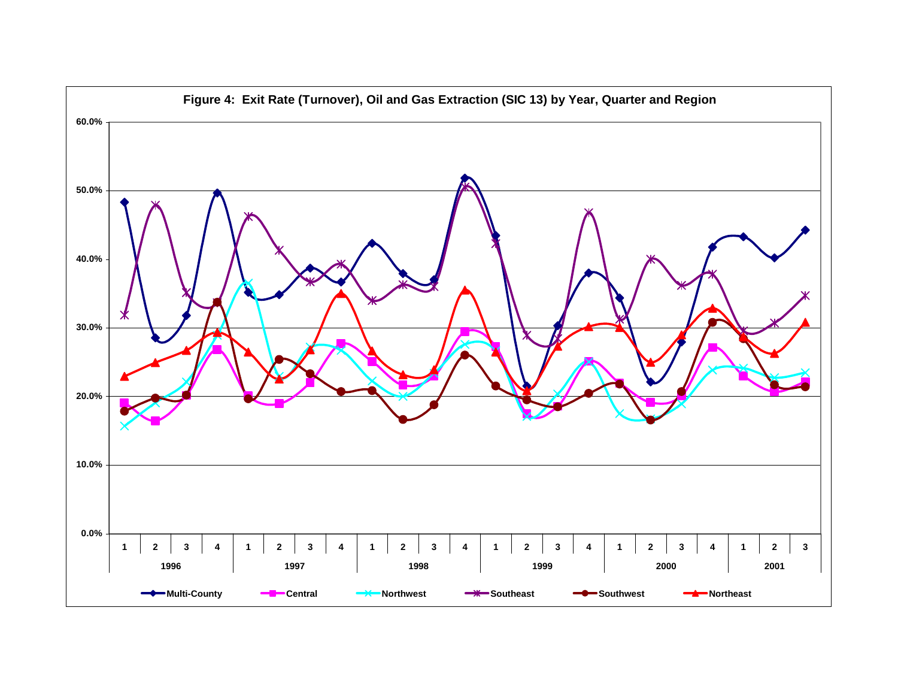**Figure 4: Exit Rate (Turnover), Oil and Gas Extraction (SIC 13) by Year, Quarter and Region**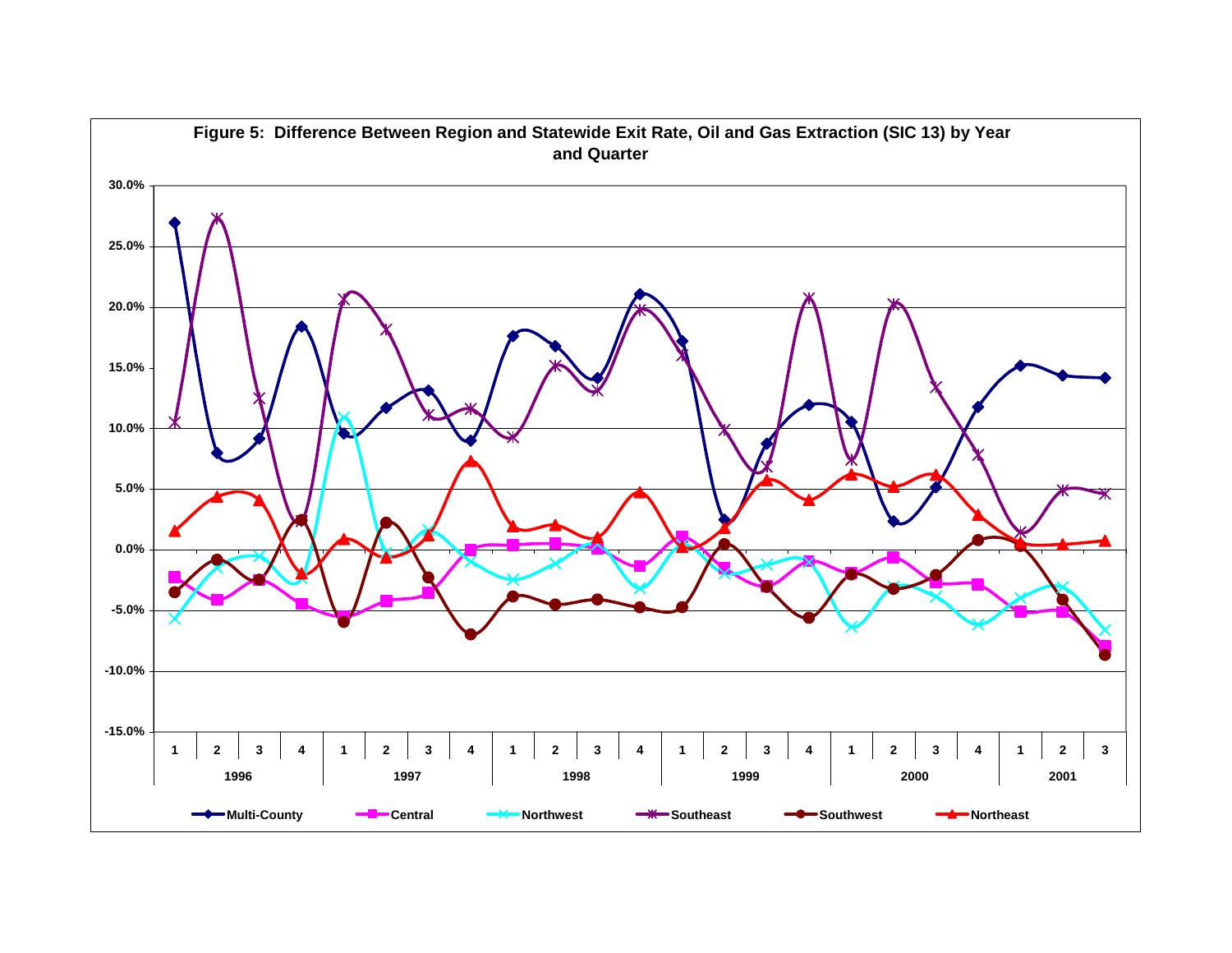**Figure 5: Difference Between Region and Statewide Exit Rate, Oil and Gas Extraction (SIC 13) by Year and Quarter**

30.0%
25.0%
20.0%
15.0%
10.0%
5.0%
0.0%
-5.0%
-10.0%
-15.0%

| 1 | 2 | 3 | 4 | 1 | 2 | 3 | 4 | 1 | 2 | 3 | 4 | 1 | 2 | 3 | 4 | 1 | 2 | 3 | 4 | 1 | 2 | 3 |
|---|---|---|---|---|---|---|---|---|---|---|---|---|---|---|---|---|---|---|---|---|---|---|
| 1996 | | | | 1997 | | | | 1998 | | | | 1999 | | | | 2000 | | | | 2001 | | |

Multi-County　Central　Northwest　Southeast　Southwest　Northeast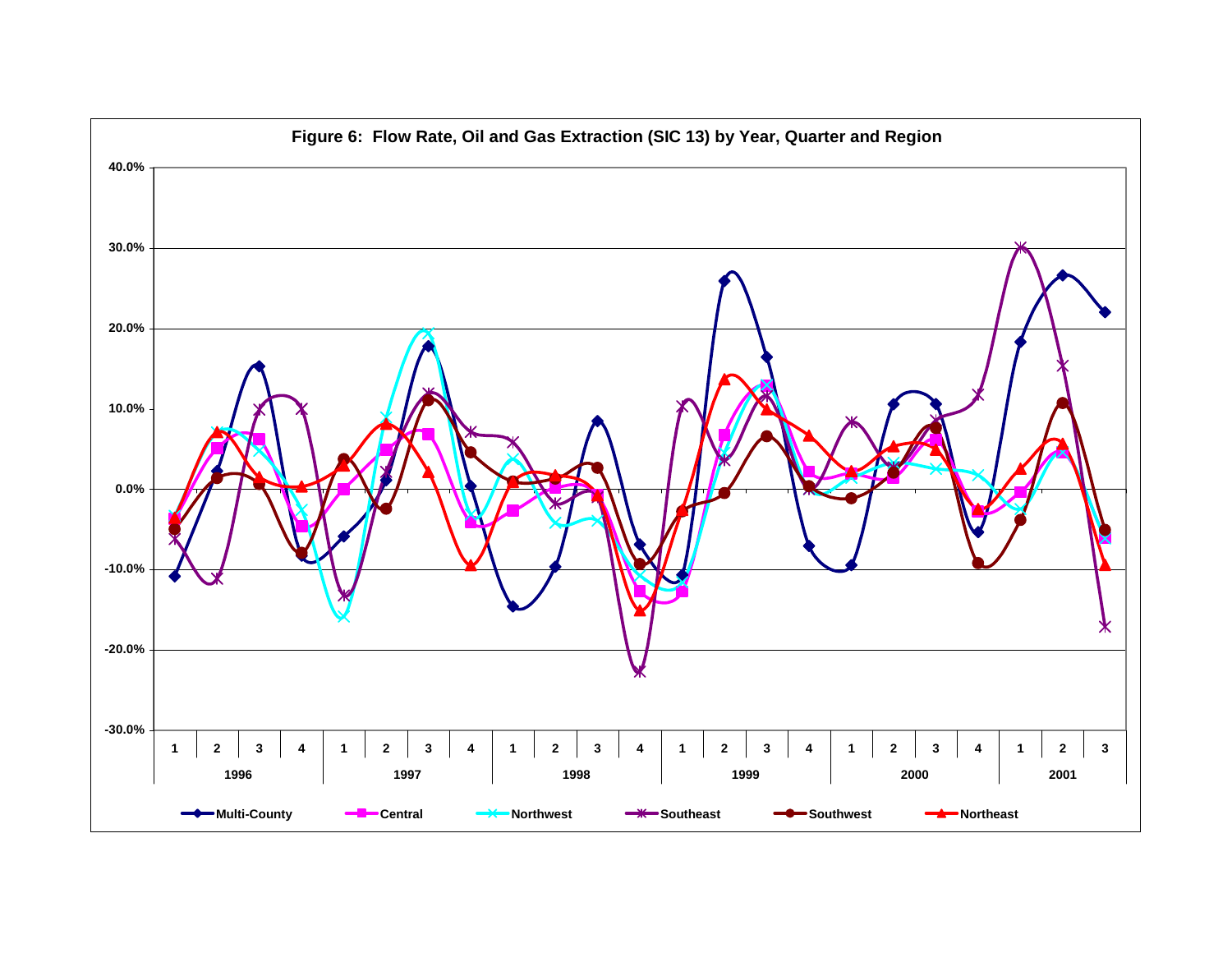**Figure 6: Flow Rate, Oil and Gas Extraction (SIC 13) by Year, Quarter and Region**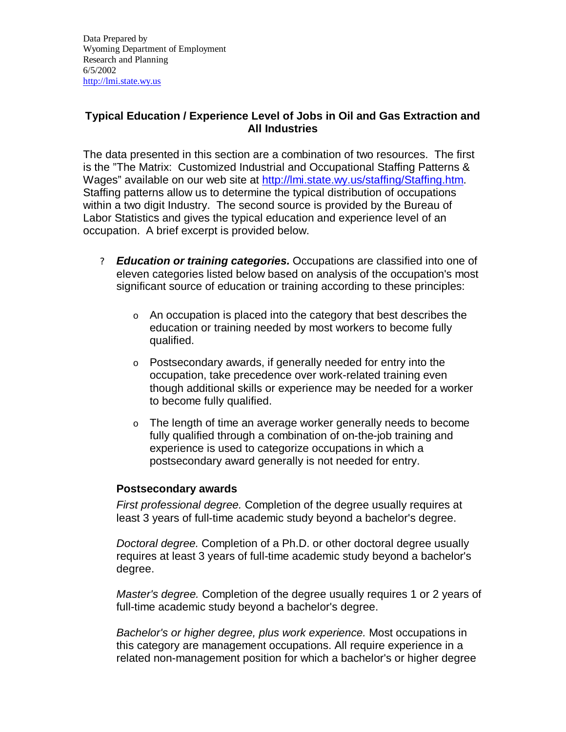Data Prepared by
Wyoming Department of Employment
Research and Planning
6/5/2002
http://lmi.state.wy.us

## Typical Education / Experience Level of Jobs in Oil and Gas Extraction and All Industries

The data presented in this section are a combination of two resources. The first is the "The Matrix: Customized Industrial and Occupational Staffing Patterns & Wages" available on our web site at http://lmi.state.wy.us/staffing/Staffing.htm. Staffing patterns allow us to determine the typical distribution of occupations within a two digit Industry. The second source is provided by the Bureau of Labor Statistics and gives the typical education and experience level of an occupation. A brief excerpt is provided below.

- ***Education or training categories.*** Occupations are classified into one of eleven categories listed below based on analysis of the occupation's most significant source of education or training according to these principles:
  - An occupation is placed into the category that best describes the education or training needed by most workers to become fully qualified.
  - Postsecondary awards, if generally needed for entry into the occupation, take precedence over work-related training even though additional skills or experience may be needed for a worker to become fully qualified.
  - The length of time an average worker generally needs to become fully qualified through a combination of on-the-job training and experience is used to categorize occupations in which a postsecondary award generally is not needed for entry.

  **Postsecondary awards**

  *First professional degree.* Completion of the degree usually requires at least 3 years of full-time academic study beyond a bachelor's degree.

  *Doctoral degree.* Completion of a Ph.D. or other doctoral degree usually requires at least 3 years of full-time academic study beyond a bachelor's degree.

  *Master's degree.* Completion of the degree usually requires 1 or 2 years of full-time academic study beyond a bachelor's degree.

  *Bachelor's or higher degree, plus work experience.* Most occupations in this category are management occupations. All require experience in a related non-management position for which a bachelor's or higher degree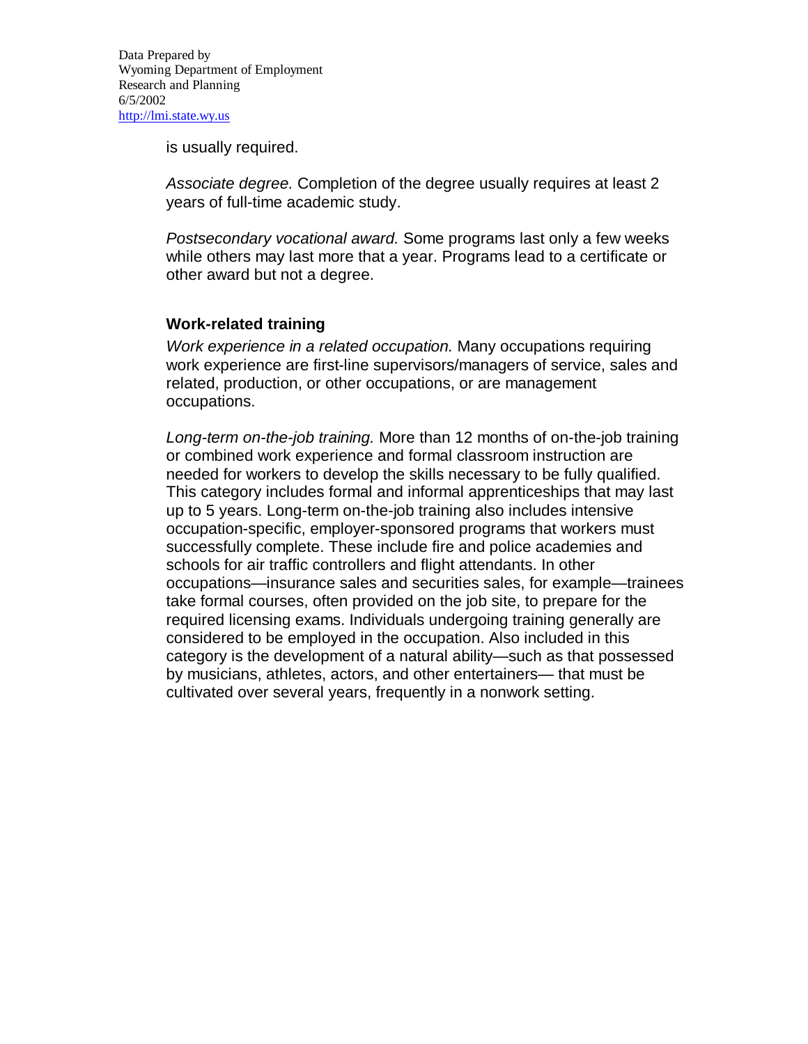is usually required.

*Associate degree.* Completion of the degree usually requires at least 2 years of full-time academic study.

*Postsecondary vocational award.* Some programs last only a few weeks while others may last more that a year. Programs lead to a certificate or other award but not a degree.

**Work-related training**

*Work experience in a related occupation.* Many occupations requiring work experience are first-line supervisors/managers of service, sales and related, production, or other occupations, or are management occupations.

*Long-term on-the-job training.* More than 12 months of on-the-job training or combined work experience and formal classroom instruction are needed for workers to develop the skills necessary to be fully qualified. This category includes formal and informal apprenticeships that may last up to 5 years. Long-term on-the-job training also includes intensive occupation-specific, employer-sponsored programs that workers must successfully complete. These include fire and police academies and schools for air traffic controllers and flight attendants. In other occupations—insurance sales and securities sales, for example—trainees take formal courses, often provided on the job site, to prepare for the required licensing exams. Individuals undergoing training generally are considered to be employed in the occupation. Also included in this category is the development of a natural ability—such as that possessed by musicians, athletes, actors, and other entertainers— that must be cultivated over several years, frequently in a nonwork setting.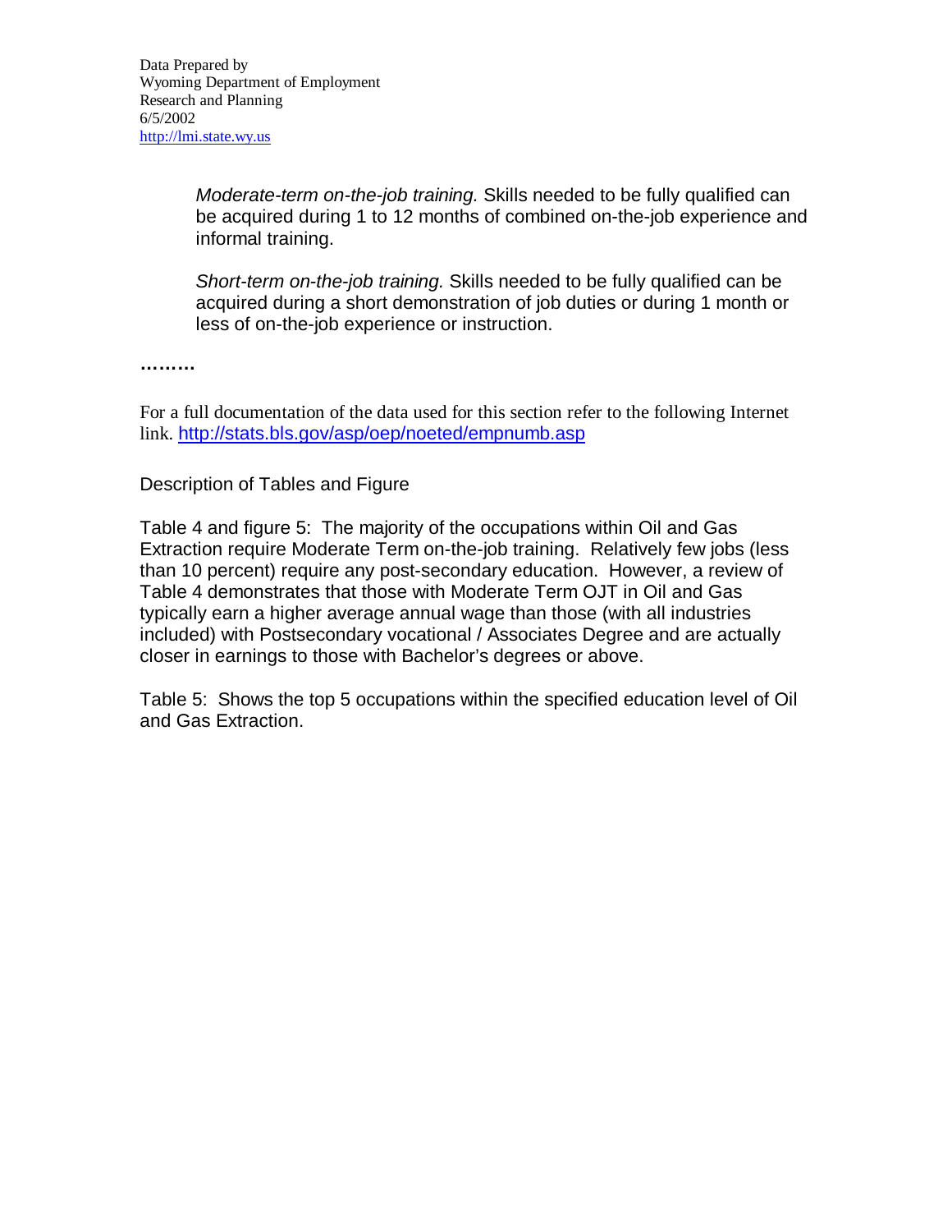*Moderate-term on-the-job training.* Skills needed to be fully qualified can be acquired during 1 to 12 months of combined on-the-job experience and informal training.

*Short-term on-the-job training.* Skills needed to be fully qualified can be acquired during a short demonstration of job duties or during 1 month or less of on-the-job experience or instruction.

**………**

For a full documentation of the data used for this section refer to the following Internet link. http://stats.bls.gov/asp/oep/noeted/empnumb.asp

Description of Tables and Figure

Table 4 and figure 5: The majority of the occupations within Oil and Gas Extraction require Moderate Term on-the-job training. Relatively few jobs (less than 10 percent) require any post-secondary education. However, a review of Table 4 demonstrates that those with Moderate Term OJT in Oil and Gas typically earn a higher average annual wage than those (with all industries included) with Postsecondary vocational / Associates Degree and are actually closer in earnings to those with Bachelor's degrees or above.

Table 5: Shows the top 5 occupations within the specified education level of Oil and Gas Extraction.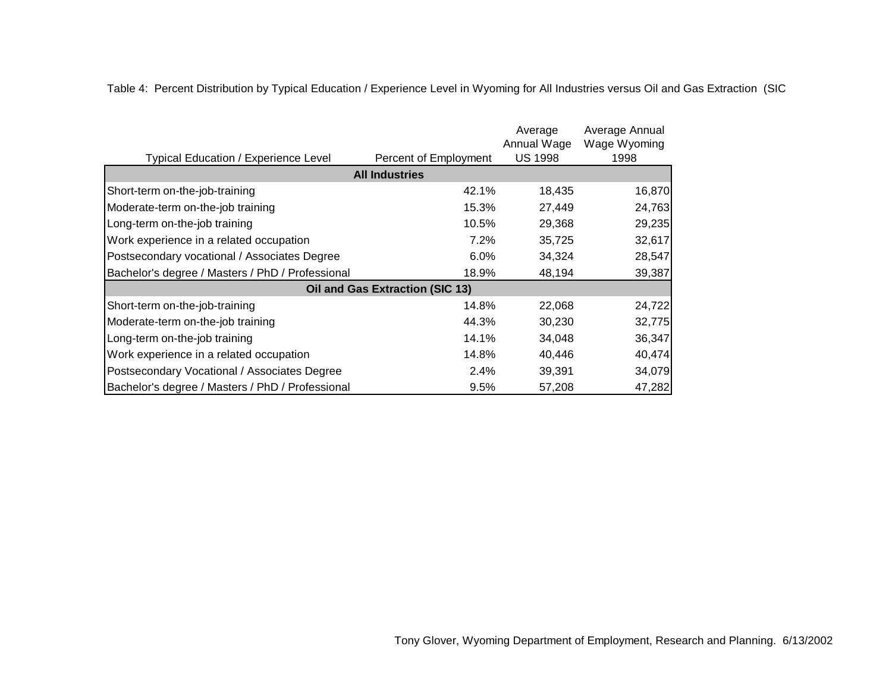Table 4: Percent Distribution by Typical Education / Experience Level in Wyoming for All Industries versus Oil and Gas Extraction (SIC

| Typical Education / Experience Level | Percent of Employment | Average Annual Wage US 1998 | Average Annual Wage Wyoming 1998 |
|---|---|---|---|
| **All Industries** | | | |
| Short-term on-the-job-training | 42.1% | 18,435 | 16,870 |
| Moderate-term on-the-job training | 15.3% | 27,449 | 24,763 |
| Long-term on-the-job training | 10.5% | 29,368 | 29,235 |
| Work experience in a related occupation | 7.2% | 35,725 | 32,617 |
| Postsecondary vocational / Associates Degree | 6.0% | 34,324 | 28,547 |
| Bachelor's degree / Masters / PhD / Professional | 18.9% | 48,194 | 39,387 |
| **Oil and Gas Extraction (SIC 13)** | | | |
| Short-term on-the-job-training | 14.8% | 22,068 | 24,722 |
| Moderate-term on-the-job training | 44.3% | 30,230 | 32,775 |
| Long-term on-the-job training | 14.1% | 34,048 | 36,347 |
| Work experience in a related occupation | 14.8% | 40,446 | 40,474 |
| Postsecondary Vocational / Associates Degree | 2.4% | 39,391 | 34,079 |
| Bachelor's degree / Masters / PhD / Professional | 9.5% | 57,208 | 47,282 |

Tony Glover, Wyoming Department of Employment, Research and Planning. 6/13/2002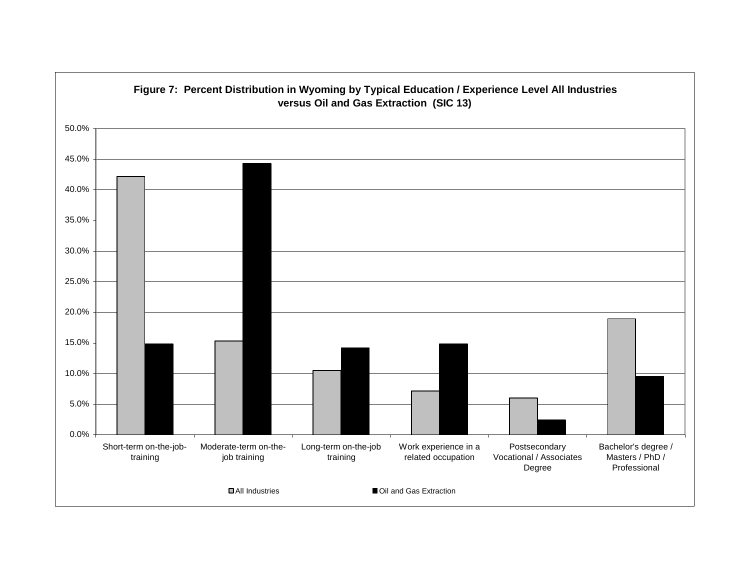**Figure 7: Percent Distribution in Wyoming by Typical Education / Experience Level All Industries versus Oil and Gas Extraction (SIC 13)**

| Education / Experience Level | All Industries | Oil and Gas Extraction |
|---|---|---|
| Short-term on-the-job-training | 42.1% | 14.8% |
| Moderate-term on-the-job training | 15.3% | 44.3% |
| Long-term on-the-job training | 10.5% | 14.2% |
| Work experience in a related occupation | 7.1% | 14.8% |
| Postsecondary Vocational / Associates Degree | 6.0% | 2.4% |
| Bachelor's degree / Masters / PhD / Professional | 18.9% | 9.5% |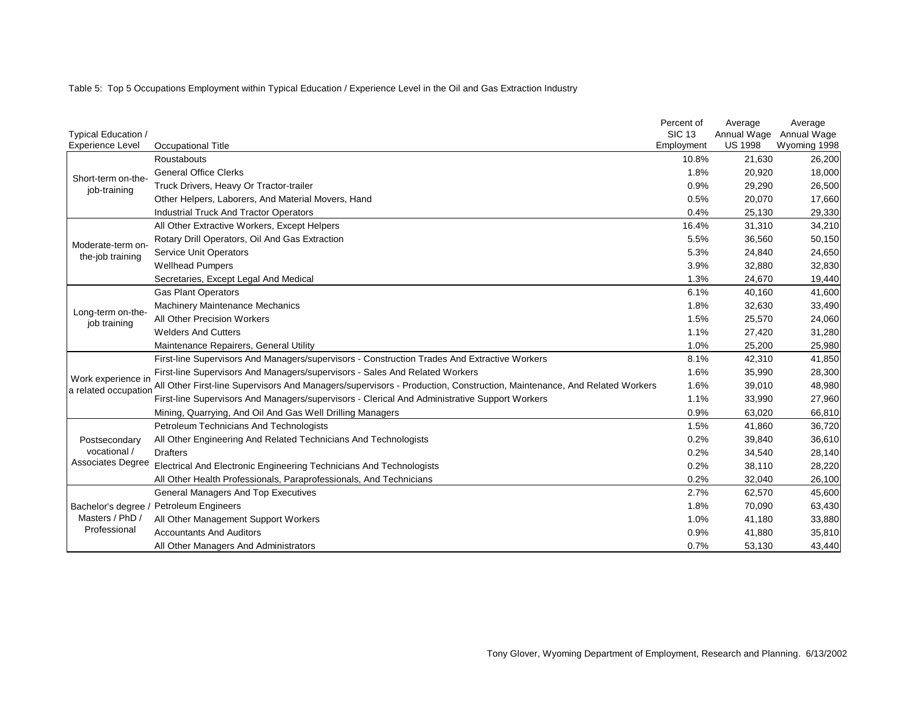Table 5: Top 5 Occupations Employment within Typical Education / Experience Level in the Oil and Gas Extraction Industry

| Typical Education / Experience Level | Occupational Title | Percent of SIC 13 Employment | Average Annual Wage US 1998 | Average Annual Wage Wyoming 1998 |
|---|---|---|---|---|
| Short-term on-the-job-training | Roustabouts | 10.8% | 21,630 | 26,200 |
| | General Office Clerks | 1.8% | 20,920 | 18,000 |
| | Truck Drivers, Heavy Or Tractor-trailer | 0.9% | 29,290 | 26,500 |
| | Other Helpers, Laborers, And Material Movers, Hand | 0.5% | 20,070 | 17,660 |
| | Industrial Truck And Tractor Operators | 0.4% | 25,130 | 29,330 |
| Moderate-term on-the-job training | All Other Extractive Workers, Except Helpers | 16.4% | 31,310 | 34,210 |
| | Rotary Drill Operators, Oil And Gas Extraction | 5.5% | 36,560 | 50,150 |
| | Service Unit Operators | 5.3% | 24,840 | 24,650 |
| | Wellhead Pumpers | 3.9% | 32,880 | 32,830 |
| | Secretaries, Except Legal And Medical | 1.3% | 24,670 | 19,440 |
| Long-term on-the-job training | Gas Plant Operators | 6.1% | 40,160 | 41,600 |
| | Machinery Maintenance Mechanics | 1.8% | 32,630 | 33,490 |
| | All Other Precision Workers | 1.5% | 25,570 | 24,060 |
| | Welders And Cutters | 1.1% | 27,420 | 31,280 |
| | Maintenance Repairers, General Utility | 1.0% | 25,200 | 25,980 |
| Work experience in a related occupation | First-line Supervisors And Managers/supervisors - Construction Trades And Extractive Workers | 8.1% | 42,310 | 41,850 |
| | First-line Supervisors And Managers/supervisors - Sales And Related Workers | 1.6% | 35,990 | 28,300 |
| | All Other First-line Supervisors And Managers/supervisors - Production, Construction, Maintenance, And Related Workers | 1.6% | 39,010 | 48,980 |
| | First-line Supervisors And Managers/supervisors - Clerical And Administrative Support Workers | 1.1% | 33,990 | 27,960 |
| | Mining, Quarrying, And Oil And Gas Well Drilling Managers | 0.9% | 63,020 | 66,810 |
| Postsecondary vocational / Associates Degree | Petroleum Technicians And Technologists | 1.5% | 41,860 | 36,720 |
| | All Other Engineering And Related Technicians And Technologists | 0.2% | 39,840 | 36,610 |
| | Drafters | 0.2% | 34,540 | 28,140 |
| | Electrical And Electronic Engineering Technicians And Technologists | 0.2% | 38,110 | 28,220 |
| | All Other Health Professionals, Paraprofessionals, And Technicians | 0.2% | 32,040 | 26,100 |
| Bachelor's degree / Masters / PhD / Professional | General Managers And Top Executives | 2.7% | 62,570 | 45,600 |
| | Petroleum Engineers | 1.8% | 70,090 | 63,430 |
| | All Other Management Support Workers | 1.0% | 41,180 | 33,880 |
| | Accountants And Auditors | 0.9% | 41,880 | 35,810 |
| | All Other Managers And Administrators | 0.7% | 53,130 | 43,440 |

Tony Glover, Wyoming Department of Employment, Research and Planning. 6/13/2002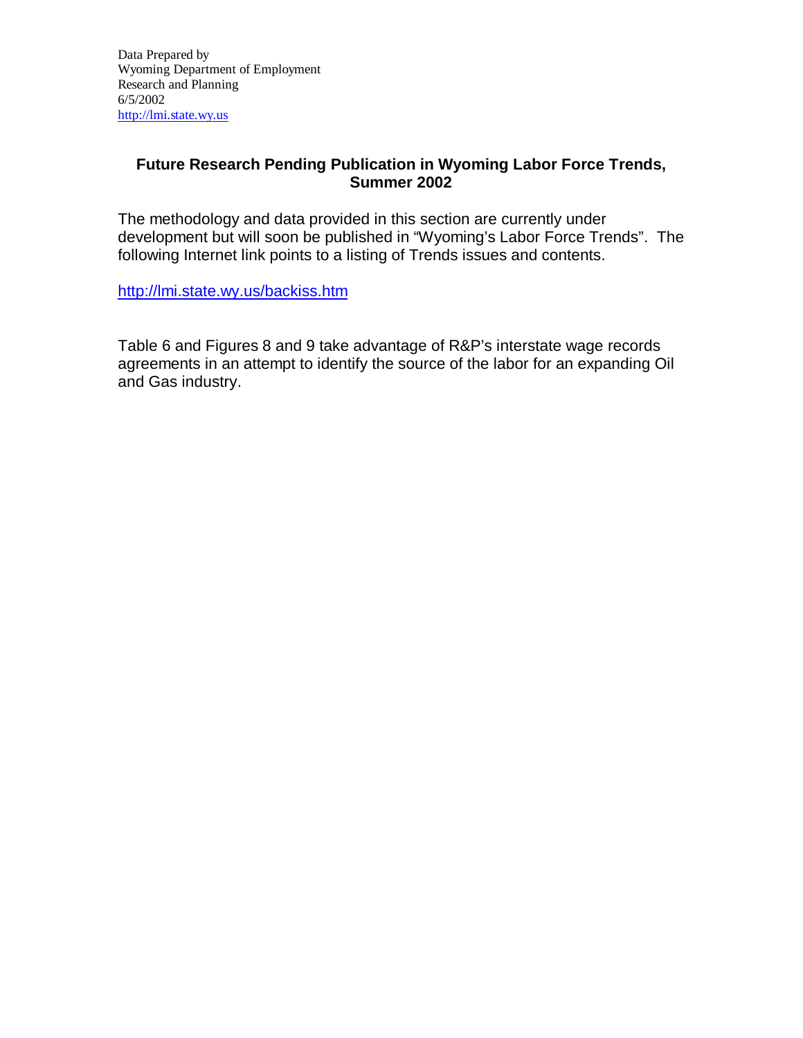Data Prepared by
Wyoming Department of Employment
Research and Planning
6/5/2002
http://lmi.state.wy.us

## Future Research Pending Publication in Wyoming Labor Force Trends, Summer 2002

The methodology and data provided in this section are currently under development but will soon be published in "Wyoming's Labor Force Trends". The following Internet link points to a listing of Trends issues and contents.

http://lmi.state.wy.us/backiss.htm

Table 6 and Figures 8 and 9 take advantage of R&P's interstate wage records agreements in an attempt to identify the source of the labor for an expanding Oil and Gas industry.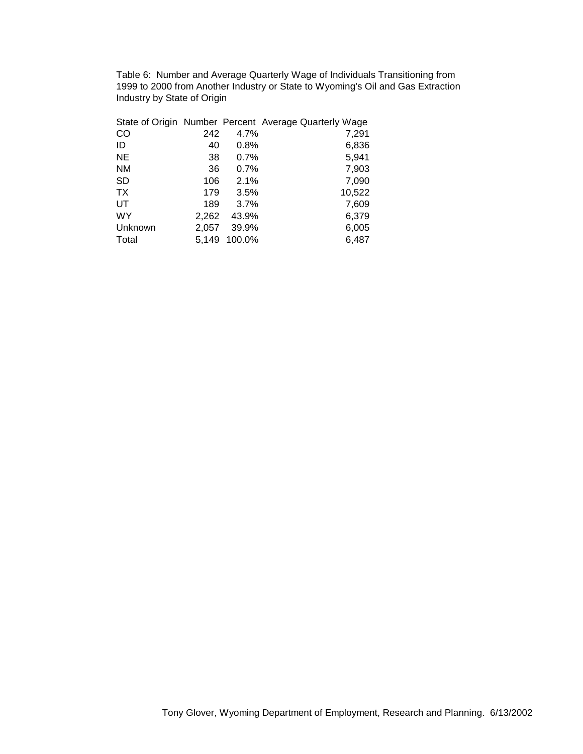Table 6: Number and Average Quarterly Wage of Individuals Transitioning from 1999 to 2000 from Another Industry or State to Wyoming's Oil and Gas Extraction Industry by State of Origin

| State of Origin | Number | Percent | Average Quarterly Wage |
|---|---|---|---|
| CO | 242 | 4.7% | 7,291 |
| ID | 40 | 0.8% | 6,836 |
| NE | 38 | 0.7% | 5,941 |
| NM | 36 | 0.7% | 7,903 |
| SD | 106 | 2.1% | 7,090 |
| TX | 179 | 3.5% | 10,522 |
| UT | 189 | 3.7% | 7,609 |
| WY | 2,262 | 43.9% | 6,379 |
| Unknown | 2,057 | 39.9% | 6,005 |
| Total | 5,149 | 100.0% | 6,487 |

Tony Glover, Wyoming Department of Employment, Research and Planning. 6/13/2002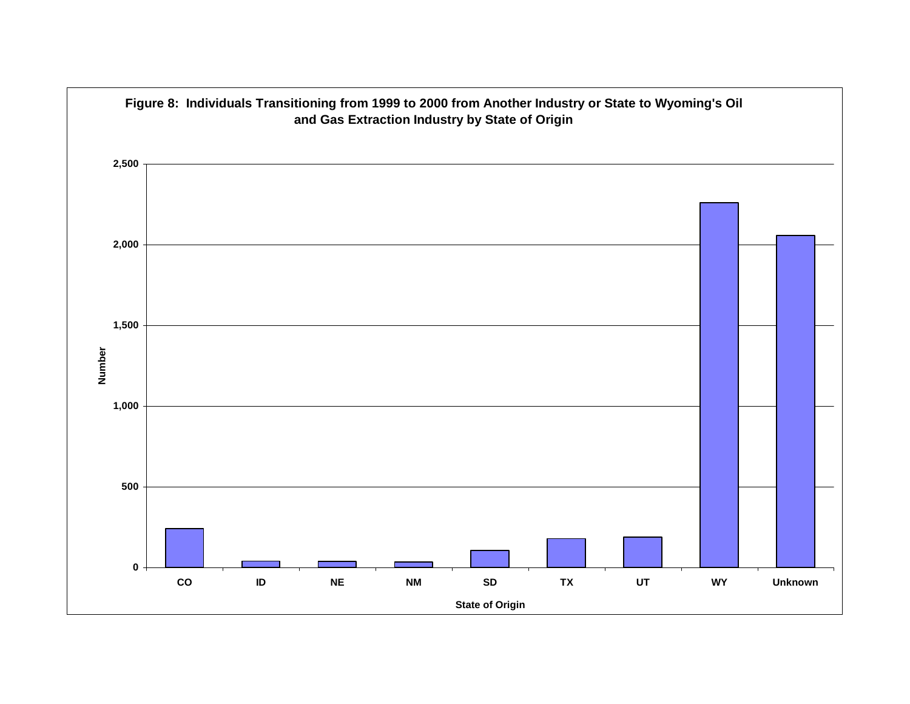**Figure 8: Individuals Transitioning from 1999 to 2000 from Another Industry or State to Wyoming's Oil and Gas Extraction Industry by State of Origin**

Number

2,500

2,000

1,500

1,000

500

0

CO ID NE NM SD TX UT WY Unknown

State of Origin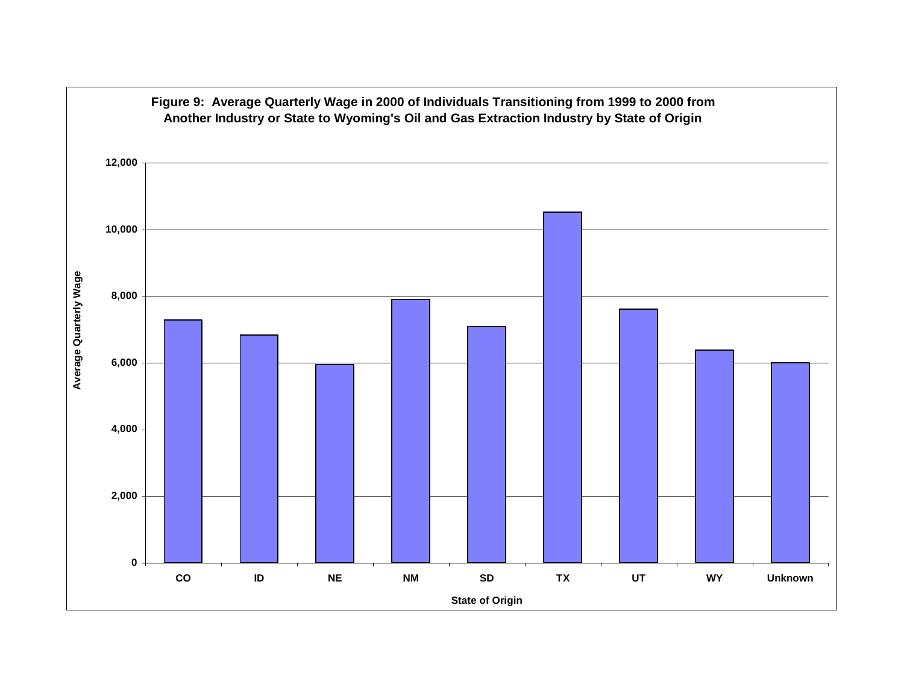**Figure 9: Average Quarterly Wage in 2000 of Individuals Transitioning from 1999 to 2000 from Another Industry or State to Wyoming's Oil and Gas Extraction Industry by State of Origin**

Average Quarterly Wage: 0, 2,000, 4,000, 6,000, 8,000, 10,000, 12,000

State of Origin: CO, ID, NE, NM, SD, TX, UT, WY, Unknown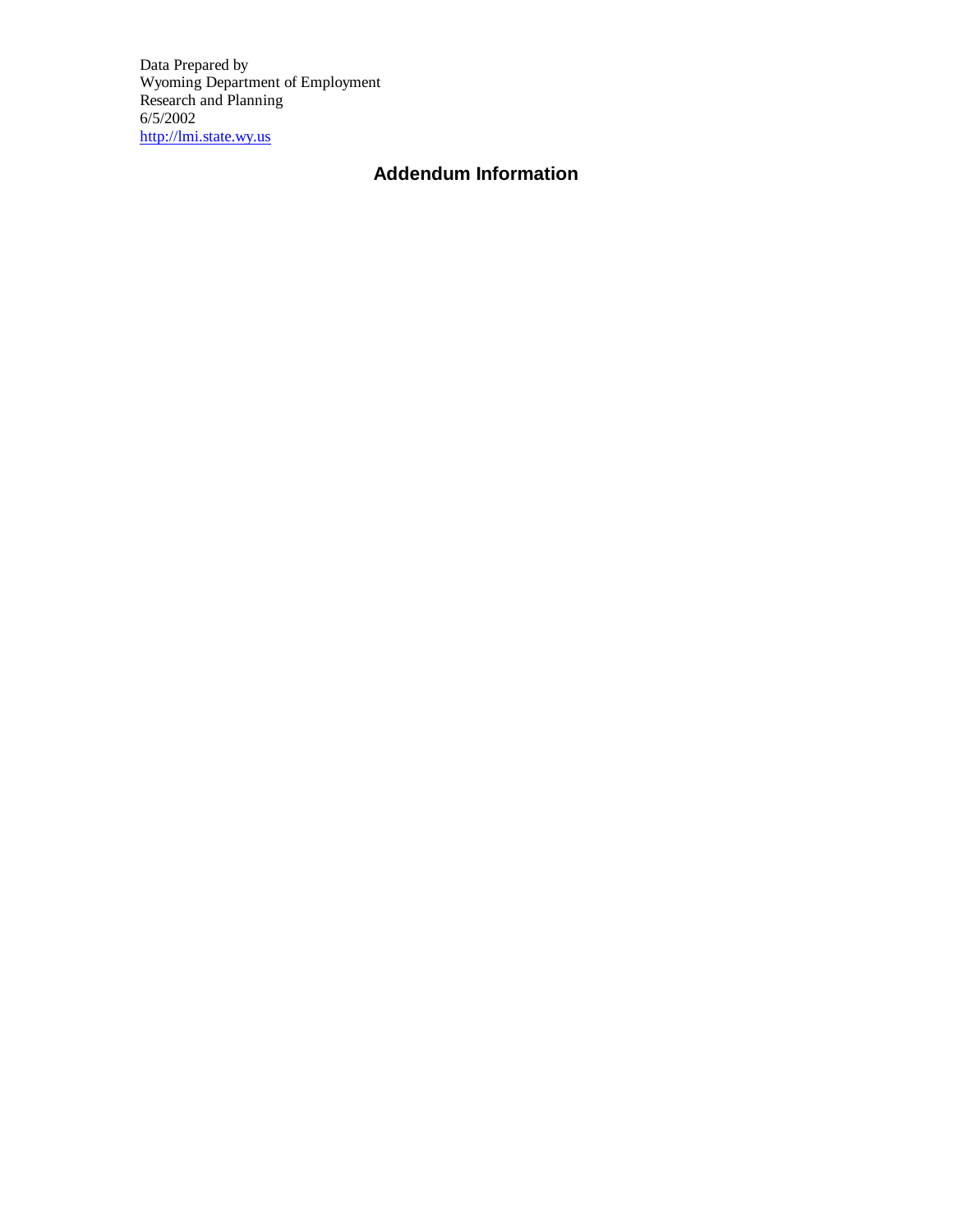Data Prepared by
Wyoming Department of Employment
Research and Planning
6/5/2002
http://lmi.state.wy.us

## Addendum Information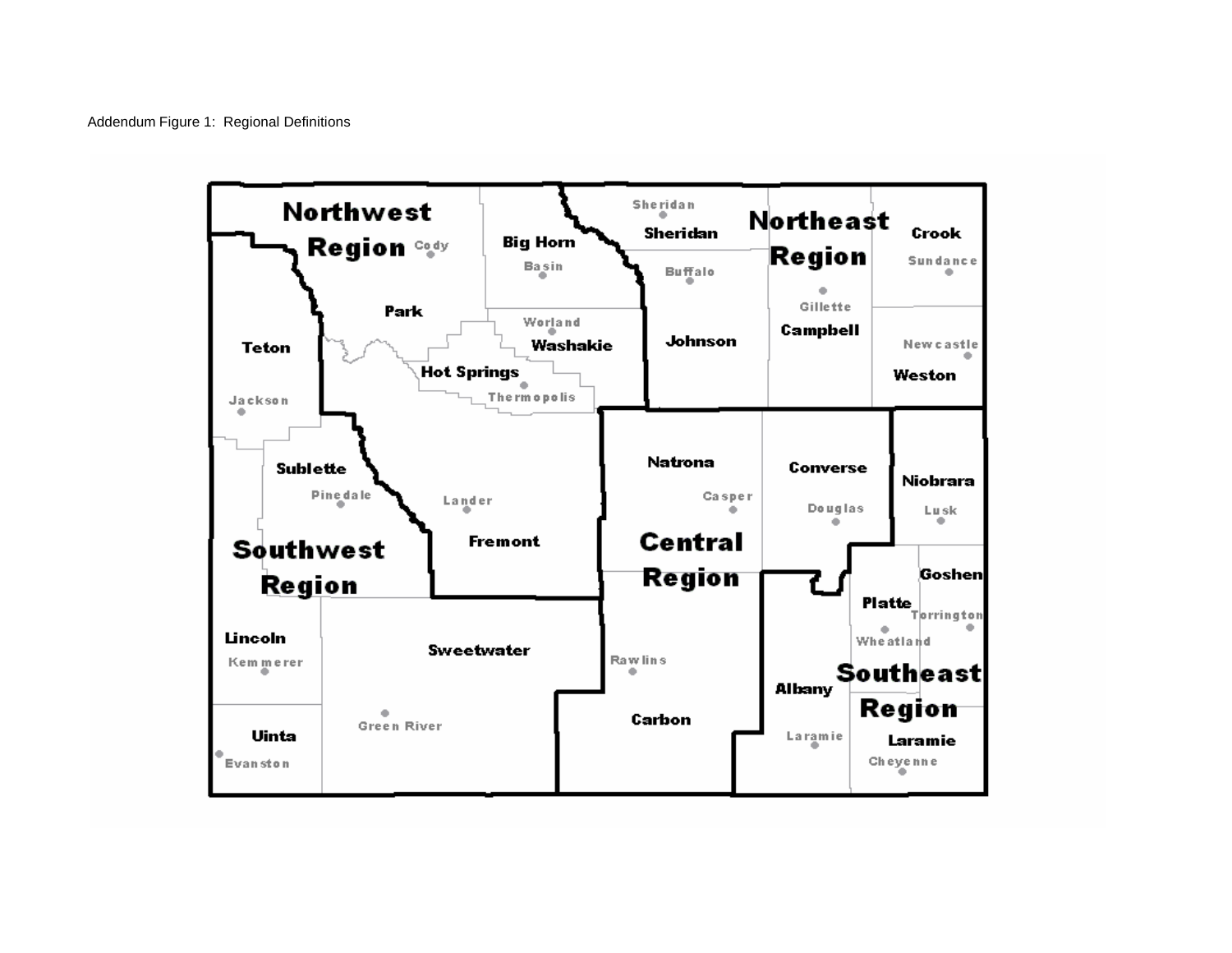Addendum Figure 1: Regional Definitions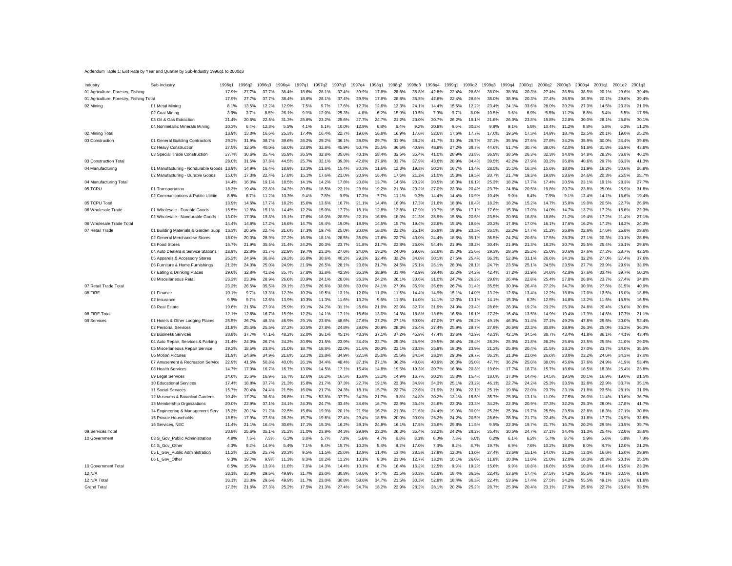Addendum Table 1: Exit Rate by Year and Quarter by Sub-Industry 1996q1 to 2000q3

| Industry | Sub-Industry | 1996q1 | 1996q2 | 1996q3 | 1996q4 | 1997q1 | 1997q2 | 1997q3 | 1997q4 | 1998q1 | 1998q2 | 1998q3 | 1998q4 | 1999q1 | 1999q2 | 1999q3 | 1999q4 | 2000q1 | 2000q2 | 2000q3 | 2000q4 | 2001q1 | 2001q2 | 2001q3 |
|---|---|---|---|---|---|---|---|---|---|---|---|---|---|---|---|---|---|---|---|---|---|---|---|---|
| 01 Agriculture, Forestry, Fishing | | 17.9% | 27.7% | 37.7% | 38.4% | 18.6% | 28.1% | 37.4% | 39.9% | 17.8% | 28.8% | 35.8% | 42.8% | 22.4% | 28.6% | 38.0% | 38.9% | 20.3% | 27.4% | 36.5% | 38.9% | 20.1% | 29.6% | 39.4% |
| 01 Agriculture, Forestry, Fishing Total | | 17.9% | 27.7% | 37.7% | 38.4% | 18.6% | 28.1% | 37.4% | 39.9% | 17.8% | 28.8% | 35.8% | 42.8% | 22.4% | 28.6% | 38.0% | 38.9% | 20.3% | 27.4% | 36.5% | 38.9% | 20.1% | 29.6% | 39.4% |
| 02 Mining | 01 Metal Mining | 8.1% | 13.5% | 12.2% | 12.9% | 7.5% | 9.7% | 17.6% | 12.7% | 12.6% | 12.3% | 24.1% | 14.4% | 15.5% | 12.2% | 23.4% | 24.1% | 33.6% | 28.0% | 30.2% | 27.3% | 14.5% | 23.3% | 21.0% |
| | 02 Coal Mining | 3.9% | 3.7% | 8.5% | 26.1% | 9.9% | 12.0% | 25.3% | 4.8% | 6.2% | 15.9% | 10.5% | 7.9% | 9.7% | 8.0% | 10.5% | 9.6% | 6.9% | 5.5% | 11.2% | 8.8% | 5.4% | 5.5% | 17.9% |
| | 03 Oil & Gas Extraction | 21.4% | 20.6% | 22.5% | 31.3% | 25.6% | 23.2% | 25.6% | 27.7% | 24.7% | 21.2% | 23.0% | 30.7% | 26.2% | 19.1% | 21.6% | 26.0% | 23.8% | 19.8% | 22.8% | 30.0% | 28.1% | 25.8% | 30.1% |
| | 04 Nonmetallic Minerals Mining | 10.3% | 6.4% | 12.8% | 5.5% | 4.1% | 5.1% | 10.0% | 12.9% | 6.8% | 6.4% | 9.2% | 20.9% | 6.6% | 30.2% | 9.8% | 9.1% | 5.8% | 10.4% | 11.2% | 8.8% | 5.8% | 6.3% | 11.2% |
| 02 Mining Total | | 13.9% | 13.0% | 16.6% | 25.3% | 17.4% | 16.4% | 22.7% | 19.6% | 16.8% | 16.9% | 17.6% | 22.6% | 17.6% | 17.7% | 17.0% | 19.5% | 17.3% | 14.9% | 18.7% | 22.5% | 20.1% | 19.0% | 25.2% |
| 03 Construction | 01 General Building Contractors | 29.2% | 31.9% | 38.7% | 39.6% | 26.2% | 29.2% | 36.1% | 38.0% | 29.7% | 31.9% | 38.2% | 41.7% | 31.0% | 28.7% | 37.1% | 35.5% | 27.6% | 27.8% | 34.2% | 35.9% | 30.0% | 34.4% | 39.6% |
| | 02 Heavy Construction | 27.5% | 32.5% | 40.0% | 58.0% | 23.8% | 32.8% | 45.9% | 50.7% | 25.5% | 36.6% | 40.9% | 48.8% | 27.2% | 38.7% | 44.6% | 51.7% | 30.7% | 38.0% | 42.0% | 51.8% | 31.8% | 36.9% | 43.8% |
| | 03 Special Trade Construction | 27.7% | 30.6% | 35.4% | 35.9% | 26.5% | 32.8% | 35.6% | 40.1% | 28.4% | 32.5% | 35.4% | 41.0% | 28.9% | 33.8% | 36.9% | 38.5% | 26.3% | 32.3% | 34.0% | 34.8% | 28.2% | 36.8% | 40.2% |
| 03 Construction Total | | 28.0% | 31.5% | 37.8% | 44.5% | 25.7% | 32.1% | 39.3% | 42.8% | 27.9% | 33.7% | 37.9% | 43.6% | 28.9% | 34.4% | 39.5% | 42.2% | 27.9% | 33.2% | 36.8% | 40.6% | 29.7% | 36.3% | 41.3% |
| 04 Manufacturing | 01 Manufacturing - Nondurable Goods | 13.9% | 14.9% | 16.4% | 18.9% | 13.3% | 11.6% | 15.4% | 20.3% | 11.6% | 12.3% | 19.2% | 20.2% | 16.7% | 13.4% | 28.5% | 15.1% | 16.3% | 15.6% | 18.0% | 21.9% | 18.2% | 30.6% | 26.8% |
| | 02 Manufacturing - Durable Goods | 15.0% | 17.3% | 22.4% | 17.8% | 15.1% | 17.6% | 21.0% | 20.9% | 16.4% | 17.6% | 21.3% | 21.0% | 15.8% | 19.5% | 20.7% | 21.7% | 19.3% | 19.8% | 23.6% | 24.6% | 20.3% | 25.5% | 28.7% |
| 04 Manufacturing Total | | 14.4% | 16.0% | 19.1% | 18.5% | 14.1% | 14.2% | 17.8% | 20.6% | 13.7% | 14.6% | 20.2% | 20.5% | 16.3% | 16.1% | 25.3% | 18.2% | 17.7% | 17.4% | 20.5% | 23.1% | 19.1% | 28.3% | 27.7% |
| 05 TCPU | 01 Transportation | 18.3% | 19.4% | 22.8% | 24.3% | 20.8% | 18.5% | 22.1% | 23.9% | 19.2% | 21.3% | 23.2% | 27.0% | 22.3% | 20.4% | 23.7% | 24.8% | 20.5% | 19.8% | 20.7% | 23.8% | 25.0% | 26.9% | 31.8% |
| | 02 Communications & Public Utilitie | 8.8% | 8.7% | 11.2% | 10.3% | 9.4% | 7.8% | 9.9% | 17.3% | 7.7% | 11.1% | 9.3% | 14.4% | 14.4% | 10.9% | 10.4% | 9.0% | 8.4% | 7.9% | 9.1% | 12.4% | 14.1% | 16.6% | 19.4% |
| 05 TCPU Total | | 13.9% | 14.6% | 17.7% | 18.2% | 15.6% | 13.6% | 16.7% | 21.1% | 14.4% | 16.9% | 17.3% | 21.6% | 18.8% | 16.4% | 18.2% | 18.2% | 15.2% | 14.7% | 15.8% | 19.0% | 20.5% | 22.7% | 26.9% |
| 06 Wholesale Trade | 01 Wholesale - Durable Goods | 15.5% | 12.8% | 15.1% | 14.4% | 12.2% | 15.3% | 17.7% | 16.1% | 12.8% | 13.8% | 17.9% | 19.7% | 15.6% | 17.1% | 17.6% | 15.3% | 17.0% | 14.0% | 14.7% | 13.7% | 17.2% | 15.6% | 22.3% |
| | 02 Wholesale - Nondurable Goods | 13.0% | 17.0% | 19.8% | 19.1% | 17.6% | 18.0% | 20.5% | 22.1% | 16.6% | 18.0% | 21.3% | 25.9% | 15.6% | 20.5% | 23.5% | 20.9% | 16.8% | 18.8% | 21.2% | 19.4% | 17.2% | 21.4% | 27.1% |
| 06 Wholesale Trade Total | | 14.4% | 14.8% | 17.2% | 16.6% | 14.7% | 16.4% | 19.0% | 18.9% | 14.5% | 15.7% | 19.4% | 22.6% | 15.6% | 18.6% | 20.2% | 17.8% | 17.0% | 16.1% | 17.6% | 16.2% | 17.2% | 18.2% | 24.3% |
| 07 Retail Trade | 01 Building Materials & Garden Supp | 13.3% | 20.5% | 22.4% | 21.6% | 17.3% | 19.7% | 25.0% | 20.0% | 18.0% | 22.2% | 25.1% | 26.8% | 19.8% | 23.3% | 26.5% | 22.2% | 17.7% | 21.2% | 26.8% | 22.8% | 17.6% | 25.8% | 29.6% |
| | 02 General Merchandise Stores | 18.0% | 20.0% | 28.9% | 27.2% | 16.9% | 18.1% | 28.5% | 35.0% | 17.6% | 22.7% | 43.0% | 24.4% | 18.5% | 35.1% | 36.5% | 24.2% | 20.6% | 17.5% | 28.3% | 27.1% | 20.3% | 20.1% | 28.8% |
| | 03 Food Stores | 15.7% | 21.9% | 35.5% | 21.4% | 24.2% | 20.3% | 23.7% | 21.8% | 21.7% | 22.8% | 26.0% | 54.4% | 21.9% | 38.2% | 30.4% | 21.9% | 21.3% | 18.2% | 30.7% | 25.5% | 25.4% | 26.1% | 29.6% |
| | 04 Auto Dealers & Service Stations | 18.9% | 22.8% | 31.7% | 22.9% | 19.7% | 23.3% | 27.6% | 24.0% | 19.2% | 24.0% | 29.6% | 32.6% | 25.0% | 25.6% | 29.3% | 28.5% | 25.2% | 25.0% | 30.6% | 27.6% | 27.2% | 28.7% | 42.5% |
| | 05 Apparels & Accessory Stores | 26.2% | 24.6% | 36.8% | 29.3% | 26.8% | 30.6% | 40.2% | 29.2% | 32.4% | 32.2% | 34.0% | 30.1% | 27.5% | 25.4% | 36.3% | 52.0% | 31.1% | 26.6% | 34.1% | 32.2% | 27.0% | 27.4% | 37.6% |
| | 06 Furniture & Home Furnishings | 21.3% | 24.0% | 25.0% | 24.9% | 21.9% | 26.5% | 28.1% | 23.6% | 21.7% | 24.5% | 25.1% | 26.1% | 28.0% | 28.1% | 24.7% | 23.5% | 25.1% | 24.5% | 23.5% | 27.7% | 23.9% | 29.9% | 33.0% |
| | 07 Eating & Drinking Places | 29.6% | 32.8% | 41.8% | 35.7% | 27.8% | 32.8% | 42.3% | 36.3% | 28.9% | 33.4% | 42.9% | 39.4% | 32.2% | 34.2% | 42.4% | 37.2% | 31.9% | 34.6% | 42.8% | 37.6% | 33.4% | 39.7% | 50.3% |
| | 08 Miscellaneous Retail | 23.2% | 23.3% | 28.9% | 26.6% | 20.9% | 24.1% | 28.6% | 26.3% | 24.2% | 26.1% | 30.6% | 31.0% | 24.7% | 26.2% | 29.8% | 26.4% | 22.8% | 25.4% | 27.8% | 26.8% | 23.7% | 27.4% | 34.8% |
| 07 Retail Trade Total | | 23.2% | 26.5% | 35.5% | 29.1% | 23.5% | 26.6% | 33.8% | 30.0% | 24.1% | 27.9% | 35.9% | 36.6% | 26.7% | 31.4% | 35.5% | 30.9% | 26.4% | 27.2% | 34.7% | 30.9% | 27.6% | 31.5% | 40.9% |
| 08 FIRE | 01 Finance | 10.1% | 9.7% | 13.3% | 12.3% | 10.2% | 10.5% | 13.1% | 12.0% | 11.0% | 11.5% | 14.4% | 14.9% | 15.1% | 14.0% | 13.2% | 12.6% | 13.4% | 12.2% | 18.8% | 17.0% | 13.5% | 15.0% | 18.8% |
| | 02 Insurance | 9.5% | 9.7% | 12.6% | 13.9% | 10.3% | 11.3% | 11.6% | 13.2% | 9.6% | 11.6% | 14.0% | 14.1% | 12.3% | 13.1% | 14.1% | 15.3% | 8.3% | 12.5% | 14.8% | 13.2% | 11.6% | 15.5% | 16.5% |
| | 03 Real Estate | 19.6% | 21.5% | 27.9% | 25.9% | 19.1% | 24.2% | 31.1% | 26.6% | 21.9% | 22.9% | 32.7% | 31.9% | 24.9% | 23.4% | 28.6% | 26.3% | 19.2% | 23.2% | 25.3% | 24.8% | 20.4% | 26.0% | 30.6% |
| 08 FIRE Total | | 12.1% | 12.6% | 16.7% | 15.9% | 12.2% | 14.1% | 17.1% | 15.6% | 13.0% | 14.3% | 18.8% | 18.6% | 16.6% | 16.1% | 17.2% | 16.4% | 13.5% | 14.9% | 19.4% | 17.9% | 14.6% | 17.7% | 21.1% |
| 09 Services | 01 Hotels & Other Lodging Places | 25.5% | 26.7% | 48.3% | 46.9% | 29.1% | 23.6% | 48.6% | 47.6% | 27.2% | 27.1% | 50.0% | 47.0% | 27.4% | 26.2% | 49.1% | 46.0% | 31.4% | 27.1% | 49.2% | 47.8% | 29.6% | 30.0% | 52.4% |
| | 02 Personal Services | 21.8% | 25.5% | 25.5% | 27.2% | 20.5% | 27.8% | 24.8% | 28.0% | 20.9% | 28.3% | 25.4% | 27.4% | 25.9% | 29.7% | 27.9% | 26.6% | 22.3% | 30.8% | 28.9% | 26.3% | 25.0% | 35.2% | 36.3% |
| | 03 Business Services | 33.8% | 37.7% | 47.1% | 48.2% | 32.0% | 36.1% | 45.1% | 43.3% | 37.1% | 37.2% | 45.9% | 47.4% | 33.6% | 42.9% | 43.3% | 42.1% | 34.5% | 38.7% | 43.4% | 41.8% | 36.1% | 44.1% | 43.4% |
| | 04 Auto Repair, Services & Parking | 21.4% | 24.0% | 26.7% | 24.2% | 20.9% | 21.5% | 23.9% | 24.4% | 22.7% | 25.0% | 25.9% | 29.5% | 26.4% | 26.4% | 28.3% | 25.0% | 21.8% | 26.2% | 25.6% | 23.5% | 25.5% | 31.0% | 29.0% |
| | 05 Miscellaneous Repair Service | 19.2% | 18.5% | 23.8% | 21.0% | 18.7% | 18.8% | 22.0% | 21.6% | 20.3% | 22.1% | 23.3% | 25.9% | 18.3% | 23.9% | 21.2% | 25.8% | 20.4% | 21.5% | 23.1% | 27.0% | 23.7% | 24.0% | 35.5% |
| | 06 Motion Pictures | 21.9% | 24.6% | 34.9% | 21.8% | 23.1% | 23.8% | 34.9% | 22.5% | 25.0% | 25.6% | 34.5% | 28.2% | 29.0% | 29.7% | 36.3% | 31.0% | 21.0% | 26.6% | 33.0% | 23.2% | 24.6% | 34.3% | 37.0% |
| | 07 Amusement & Recreation Service | 22.9% | 41.5% | 50.8% | 40.0% | 26.1% | 34.4% | 48.4% | 37.1% | 27.1% | 36.2% | 48.0% | 40.9% | 26.3% | 35.0% | 47.7% | 36.2% | 25.0% | 38.0% | 45.6% | 37.6% | 24.9% | 41.9% | 53.4% |
| | 08 Health Services | 14.7% | 17.0% | 16.7% | 16.7% | 13.0% | 14.5% | 17.1% | 15.4% | 14.8% | 19.5% | 19.3% | 20.7% | 16.8% | 20.3% | 19.6% | 17.7% | 18.7% | 15.7% | 18.6% | 18.5% | 18.3% | 25.4% | 23.8% |
| | 09 Legal Services | 14.6% | 15.6% | 16.9% | 16.7% | 12.6% | 16.2% | 16.5% | 15.8% | 13.2% | 14.9% | 16.7% | 20.2% | 15.8% | 15.4% | 18.0% | 17.0% | 14.4% | 14.5% | 19.5% | 20.1% | 16.9% | 19.0% | 21.5% |
| | 10 Educational Services | 17.4% | 18.8% | 37.7% | 21.3% | 15.8% | 21.7% | 37.3% | 22.7% | 19.1% | 23.3% | 34.9% | 34.3% | 25.1% | 23.2% | 46.1% | 22.7% | 24.2% | 25.3% | 33.5% | 32.8% | 22.9% | 33.7% | 35.1% |
| | 11 Social Services | 15.7% | 20.4% | 24.4% | 21.5% | 16.0% | 21.7% | 24.3% | 18.1% | 15.7% | 22.7% | 22.6% | 21.9% | 21.9% | 22.1% | 25.1% | 19.8% | 22.0% | 23.7% | 23.1% | 21.8% | 23.5% | 28.1% | 31.0% |
| | 12 Museums & Botanical Gardens | 10.4% | 17.2% | 38.6% | 26.8% | 11.7% | 53.8% | 37.7% | 34.3% | 21.7% | 9.8% | 34.8% | 30.2% | 13.1% | 15.5% | 35.7% | 25.0% | 13.1% | 11.0% | 37.5% | 26.0% | 11.4% | 13.6% | 36.7% |
| | 13 Membership Orginizations | 20.0% | 22.9% | 37.1% | 24.1% | 24.3% | 24.7% | 33.4% | 24.6% | 18.7% | 22.9% | 35.4% | 24.6% | 23.0% | 23.3% | 34.2% | 22.0% | 20.9% | 27.3% | 32.2% | 25.3% | 28.0% | 27.8% | 41.7% |
| | 14 Engineering & Management Serv | 15.3% | 20.1% | 21.2% | 22.5% | 15.6% | 19.9% | 20.1% | 21.9% | 16.2% | 21.3% | 21.6% | 24.4% | 19.0% | 30.0% | 25.3% | 25.3% | 19.7% | 25.5% | 23.5% | 22.8% | 18.3% | 27.1% | 30.8% |
| | 15 Private Households | 18.5% | 17.9% | 27.6% | 28.3% | 15.7% | 19.6% | 27.4% | 29.4% | 18.5% | 20.0% | 30.0% | 26.2% | 24.2% | 20.5% | 28.6% | 28.0% | 21.7% | 22.4% | 25.4% | 31.8% | 17.7% | 26.9% | 33.6% |
| | 16 Services, NEC | 11.4% | 21.1% | 16.4% | 30.6% | 17.1% | 15.3% | 16.2% | 29.1% | 24.8% | 16.1% | 17.5% | 23.6% | 29.8% | 11.5% | 9.5% | 22.0% | 19.7% | 21.7% | 16.7% | 20.2% | 29.5% | 20.5% | 39.7% |
| 09 Services Total | | 20.8% | 25.6% | 35.1% | 31.2% | 21.0% | 23.9% | 34.3% | 29.9% | 22.3% | 26.3% | 35.4% | 33.2% | 24.2% | 28.2% | 35.4% | 30.5% | 24.7% | 27.1% | 34.4% | 31.3% | 25.4% | 32.0% | 38.6% |
| 10 Government | 03 S_Gov_Public Administration | 4.8% | 7.5% | 7.3% | 6.1% | 3.8% | 5.7% | 7.3% | 5.6% | 4.7% | 6.8% | 8.1% | 6.0% | 7.3% | 6.0% | 6.2% | 6.1% | 6.2% | 5.7% | 8.7% | 5.9% | 5.6% | 5.8% | 7.8% |
| | 04 S_Gov_Other | 4.3% | 9.2% | 14.9% | 5.4% | 7.1% | 9.4% | 15.7% | 10.2% | 5.4% | 9.2% | 17.0% | 7.3% | 8.2% | 8.7% | 19.7% | 6.9% | 7.6% | 10.2% | 18.0% | 8.0% | 8.7% | 12.0% | 21.2% |
| | 05 L_Gov_Public Administration | 11.2% | 12.1% | 25.7% | 20.3% | 9.5% | 11.5% | 25.6% | 12.9% | 11.4% | 13.4% | 28.5% | 17.8% | 12.0% | 13.0% | 27.4% | 13.6% | 15.1% | 14.0% | 31.2% | 13.0% | 16.6% | 15.0% | 29.9% |
| | 06 L_Gov_Other | 9.3% | 19.7% | 9.9% | 11.3% | 8.3% | 18.2% | 11.2% | 10.1% | 9.3% | 21.0% | 12.7% | 13.2% | 10.1% | 26.0% | 11.8% | 10.0% | 11.0% | 21.0% | 12.0% | 10.3% | 20.3% | 20.1% | 25.5% |
| 10 Government Total | | 8.5% | 15.5% | 13.9% | 11.8% | 7.8% | 14.3% | 14.4% | 10.1% | 8.7% | 16.4% | 16.2% | 12.5% | 9.9% | 19.2% | 15.6% | 9.9% | 10.8% | 16.6% | 16.5% | 10.0% | 16.4% | 15.9% | 23.3% |
| 12 N/A | | 33.1% | 23.3% | 29.6% | 49.9% | 31.7% | 23.0% | 30.8% | 58.6% | 34.7% | 21.5% | 30.3% | 52.8% | 18.4% | 36.3% | 22.4% | 53.6% | 17.4% | 27.5% | 34.2% | 55.5% | 49.1% | 30.5% | 61.6% |
| 12 N/A Total | | 33.1% | 23.3% | 29.6% | 49.9% | 31.7% | 23.0% | 30.8% | 58.6% | 34.7% | 21.5% | 30.3% | 52.8% | 18.4% | 36.3% | 22.4% | 53.6% | 17.4% | 27.5% | 34.2% | 55.5% | 49.1% | 30.5% | 61.6% |
| Grand Total | | 17.3% | 21.6% | 27.3% | 25.2% | 17.5% | 21.3% | 27.4% | 24.7% | 18.2% | 22.9% | 28.2% | 28.1% | 20.2% | 25.2% | 28.7% | 25.0% | 20.4% | 23.1% | 27.9% | 25.6% | 22.7% | 26.8% | 33.5% |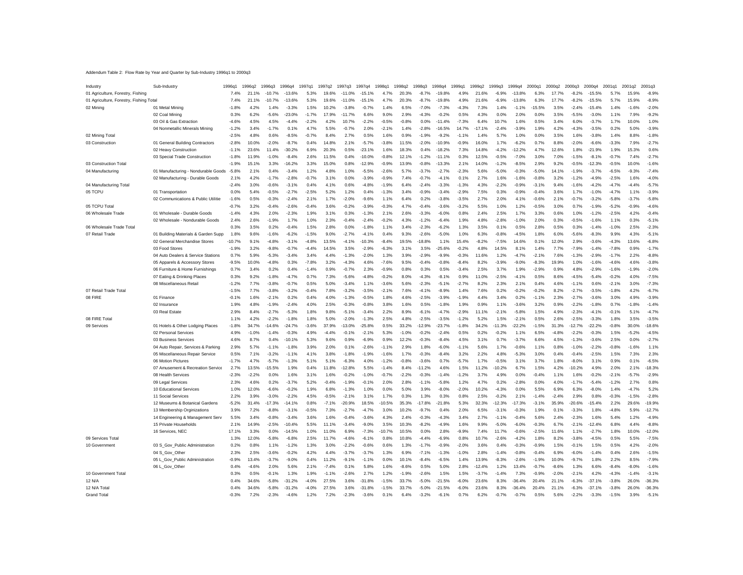Addendum Table 2: Flow Rate by Year and Quarter by Sub-Industry 1996q1 to 2000q3

| Industry | Sub-Industry | 1996q1 | 1996q2 | 1996q3 | 1996q4 | 1997q1 | 1997q2 | 1997q3 | 1997q4 | 1998q1 | 1998q2 | 1998q3 | 1998q4 | 1999q1 | 1999q2 | 1999q3 | 1999q4 | 2000q1 | 2000q2 | 2000q3 | 2000q4 | 2001q1 | 2001q2 | 2001q3 |
|---|---|---|---|---|---|---|---|---|---|---|---|---|---|---|---|---|---|---|---|---|---|---|---|---|
| 01 Agriculture, Forestry, Fishing | | 7.4% | 21.1% | -10.7% | -13.6% | 5.3% | 19.6% | -11.0% | -15.1% | 4.7% | 20.3% | -8.7% | -19.8% | 4.9% | 21.6% | -6.9% | -13.8% | 6.3% | 17.7% | -8.2% | -15.5% | 5.7% | 15.9% | -8.9% |
| 01 Agriculture, Forestry, Fishing Total | | 7.4% | 21.1% | -10.7% | -13.6% | 5.3% | 19.6% | -11.0% | -15.1% | 4.7% | 20.3% | -8.7% | -19.8% | 4.9% | 21.6% | -6.9% | -13.8% | 6.3% | 17.7% | -8.2% | -15.5% | 5.7% | 15.9% | -8.9% |
| 02 Mining | 01 Metal Mining | -1.8% | 4.2% | 1.4% | -3.3% | 1.5% | 10.2% | -3.8% | -0.7% | 1.4% | 6.5% | -7.0% | -7.3% | -4.3% | 7.3% | 1.4% | -1.1% | -15.5% | 3.5% | -2.4% | -15.4% | 1.4% | -1.6% | -2.0% |
| | 02 Coal Mining | 0.3% | 6.2% | -5.6% | -23.0% | -1.7% | 17.9% | -11.7% | 6.6% | 9.0% | 2.9% | -4.3% | -0.2% | 0.5% | 4.3% | 0.0% | 2.0% | 0.0% | 3.5% | -5.5% | -3.0% | 1.1% | 7.9% | -9.2% |
| | 03 Oil & Gas Extraction | -4.6% | 4.5% | 4.5% | -4.4% | -2.2% | 4.2% | 10.7% | -2.2% | -0.5% | -0.8% | 0.0% | -11.4% | -7.3% | 6.4% | 10.7% | 1.6% | 0.5% | 3.4% | 6.0% | -3.7% | 1.7% | 10.0% | 1.0% |
| | 04 Nonmetallic Minerals Mining | -1.2% | 3.4% | -1.7% | 0.1% | 4.7% | 5.5% | -0.7% | 2.0% | -2.1% | 1.4% | -2.8% | -16.5% | 14.7% | -17.1% | -2.4% | -3.9% | 1.9% | 4.2% | -4.3% | -3.5% | 0.2% | 5.0% | -3.9% |
| 02 Mining Total | | -2.5% | 4.8% | 0.6% | -8.5% | -0.7% | 8.4% | 2.7% | 0.5% | 1.6% | 0.9% | -1.9% | -9.2% | -1.1% | 1.4% | 5.7% | 1.0% | 0.0% | 3.5% | 1.6% | -3.8% | 1.4% | 8.8% | -1.8% |
| 03 Construction | 01 General Building Contractors | -2.8% | 10.0% | -2.0% | -8.7% | 0.4% | 14.8% | 2.1% | -5.7% | -3.8% | 11.5% | -2.0% | -10.9% | -0.9% | 16.0% | 1.7% | -6.2% | 0.7% | 8.8% | -2.0% | -6.6% | -3.3% | 7.9% | -2.7% |
| | 02 Heavy Construction | -1.1% | 23.6% | 11.4% | -30.2% | 6.9% | 20.3% | 0.5% | -23.1% | 1.6% | 18.3% | 0.4% | -18.2% | 7.3% | 14.8% | -4.2% | -12.2% | 4.7% | 12.6% | 1.8% | -21.9% | 1.9% | 15.3% | 0.6% |
| | 03 Special Trade Construction | -1.8% | 11.9% | -1.0% | -8.4% | 2.6% | 11.5% | 0.4% | -10.0% | -0.8% | 12.1% | -1.2% | -11.1% | 0.3% | 12.5% | -0.5% | -7.0% | 3.0% | 7.0% | -1.5% | -8.1% | -0.7% | 7.4% | -2.7% |
| 03 Construction Total | | -1.9% | 15.1% | 3.3% | -16.2% | 3.3% | 15.0% | 0.8% | -12.9% | -0.9% | 13.9% | -0.8% | -13.3% | 2.1% | 14.0% | -1.2% | -8.5% | 2.9% | 9.2% | -0.5% | -12.3% | -0.5% | 10.0% | -1.6% |
| 04 Manufacturing | 01 Manufacturing - Nondurable Goods | -5.8% | 2.1% | 0.4% | -3.4% | 1.2% | 4.8% | 1.0% | -5.5% | -2.6% | 5.7% | -3.7% | -2.7% | -2.3% | 5.6% | -5.0% | -0.3% | -5.0% | 14.1% | -1.9% | -3.7% | -6.5% | -9.3% | -7.4% |
| | 02 Manufacturing - Durable Goods | 2.1% | 4.2% | -1.7% | -2.8% | -0.7% | 3.1% | 0.0% | -3.9% | -0.9% | 7.4% | -0.7% | -4.1% | 0.1% | 2.7% | 1.6% | -1.6% | -0.8% | 3.2% | -1.2% | -4.9% | -2.5% | 1.6% | -4.0% |
| 04 Manufacturing Total | | -2.4% | 3.0% | -0.6% | -3.1% | 0.4% | 4.1% | 0.6% | -4.8% | -1.9% | 6.4% | -2.4% | -3.3% | -1.3% | 4.3% | -2.2% | -0.9% | -3.1% | 9.4% | -1.6% | -4.2% | -4.7% | -4.4% | -5.7% |
| 05 TCPU | 01 Transportation | 0.0% | 5.4% | -0.5% | -2.7% | -2.5% | 5.2% | 1.2% | 0.4% | -1.3% | 3.4% | -0.9% | -3.4% | -2.9% | 7.5% | 0.3% | -0.9% | -0.4% | 3.6% | 1.7% | -1.0% | -4.7% | 1.1% | -3.9% |
| | 02 Communications & Public Utilitie | -1.6% | 0.5% | -0.3% | -2.4% | 2.1% | 1.7% | -2.0% | -9.6% | 1.1% | 6.4% | 0.2% | -3.8% | -3.5% | 2.7% | 2.0% | 4.1% | -0.6% | 2.1% | -0.7% | -3.2% | -5.8% | -3.7% | -5.8% |
| 05 TCPU Total | | -0.7% | 3.2% | -0.4% | -2.6% | -0.4% | 3.6% | -0.2% | -3.9% | -0.3% | 4.7% | -0.4% | -3.6% | -3.2% | 5.5% | 1.0% | 1.2% | -0.5% | 3.0% | 0.7% | -1.9% | -5.2% | -0.9% | -4.6% |
| 06 Wholesale Trade | 01 Wholesale - Durable Goods | -1.4% | 4.3% | 2.0% | -2.3% | 1.9% | 3.1% | 0.3% | -1.3% | 2.1% | 2.6% | -3.3% | -6.0% | 0.8% | 2.4% | 2.5% | 1.7% | 3.3% | 0.6% | 1.0% | -1.2% | -2.5% | 4.2% | -0.4% |
| | 02 Wholesale - Nondurable Goods | 2.4% | 2.6% | -1.9% | 1.7% | 1.0% | 2.3% | -0.4% | -2.4% | -0.2% | 4.3% | -1.2% | -6.4% | 1.9% | 4.8% | -2.8% | -1.0% | 2.0% | 0.3% | -0.5% | -1.6% | 1.1% | 0.3% | -5.1% |
| 06 Wholesale Trade Total | | 0.3% | 3.5% | 0.2% | -0.4% | 1.5% | 2.8% | 0.0% | -1.8% | 1.1% | 3.4% | -2.3% | -6.2% | 1.3% | 3.5% | 0.1% | 0.5% | 2.8% | 0.5% | 0.3% | -1.4% | -1.0% | 2.5% | -2.3% |
| 07 Retail Trade | 01 Building Materials & Garden Supp | 1.8% | 9.6% | -1.6% | -6.2% | -1.5% | 9.0% | -2.7% | -4.1% | 0.4% | 9.3% | -2.6% | -5.0% | 1.0% | 6.3% | -0.8% | -4.5% | 1.8% | 6.0% | -5.6% | -8.3% | 9.9% | 4.3% | -5.1% |
| | 02 General Merchandise Stores | -10.7% | 9.1% | -4.8% | -3.1% | -4.8% | 13.5% | -4.1% | -10.3% | -8.4% | 19.5% | -18.8% | 1.1% | 15.4% | -8.2% | -7.5% | 14.6% | 0.1% | 12.0% | 2.9% | -3.6% | -4.3% | 13.6% | -6.8% |
| | 03 Food Stores | -1.9% | 3.2% | -9.8% | -0.7% | -4.4% | 14.5% | 3.5% | -2.9% | -6.3% | 3.1% | 3.5% | -25.6% | -0.2% | 4.8% | 14.5% | 8.1% | 1.4% | 7.7% | -7.9% | -1.4% | -7.8% | 0.9% | -1.7% |
| | 04 Auto Dealers & Service Stations | 0.7% | 5.9% | -5.3% | -3.4% | 3.4% | 4.4% | -1.3% | -2.0% | 1.3% | 3.9% | -2.9% | -9.9% | -0.3% | 11.6% | 1.2% | -4.7% | -2.1% | 7.6% | -1.3% | -2.9% | -1.7% | 2.2% | -8.8% |
| | 05 Apparels & Accessory Stores | -9.5% | 10.0% | -4.8% | 0.3% | -7.8% | 3.2% | -4.3% | 4.6% | -7.6% | 9.5% | -0.4% | -0.8% | -8.4% | 8.2% | -3.9% | -9.0% | -8.3% | 19.9% | 1.0% | -1.6% | -4.6% | 4.6% | -3.8% |
| | 06 Furniture & Home Furnishings | 0.7% | 3.4% | 0.2% | 0.4% | -1.4% | 0.9% | -0.7% | 2.3% | -0.9% | 0.8% | 0.3% | 0.5% | -3.4% | 2.5% | 3.7% | 1.9% | -2.9% | 0.9% | 4.8% | -2.9% | -1.6% | -1.9% | -2.0% |
| | 07 Eating & Drinking Places | 0.3% | 9.2% | -1.8% | -4.7% | 0.7% | 7.3% | -5.6% | -4.8% | -0.2% | 8.0% | -4.3% | -8.1% | 0.9% | 11.0% | -2.5% | -4.1% | 0.5% | 8.6% | -4.5% | -5.4% | -0.2% | 4.0% | -7.5% |
| | 08 Miscellaneous Retail | -1.2% | 7.7% | -3.8% | -0.7% | 0.5% | 5.0% | -3.4% | 1.1% | -3.6% | 5.6% | -2.3% | -5.1% | -2.7% | 8.2% | 2.3% | 2.1% | 0.4% | 4.6% | -1.1% | 0.6% | -2.1% | 3.0% | -7.3% |
| 07 Retail Trade Total | | -1.5% | 7.7% | -3.8% | -3.2% | -0.4% | 7.8% | -3.2% | -3.5% | -2.1% | 7.6% | -4.1% | -8.9% | 1.4% | 7.6% | 0.2% | -0.2% | -0.2% | 8.2% | -2.7% | -3.5% | -1.8% | 4.2% | -6.7% |
| 08 FIRE | 01 Finance | -0.1% | 1.6% | -2.1% | 0.2% | 0.4% | 4.0% | -1.3% | -0.5% | 1.8% | 4.6% | -2.5% | -3.9% | -1.9% | 4.4% | 3.4% | 0.2% | -1.1% | 2.3% | -2.7% | -3.6% | 3.0% | 4.9% | -3.9% |
| | 02 Insurance | 1.9% | 4.8% | -1.9% | -2.4% | 4.0% | 2.5% | -0.3% | -0.8% | 3.8% | 1.6% | 0.5% | -1.8% | 1.9% | 0.9% | 1.1% | -3.6% | 3.2% | 0.9% | -2.2% | -1.8% | 0.7% | -1.8% | -1.4% |
| | 03 Real Estate | 2.9% | 8.4% | -2.7% | -5.3% | 1.8% | 9.8% | -5.1% | -3.4% | 2.2% | 8.9% | -6.1% | -4.7% | -2.9% | 11.1% | -2.1% | -5.8% | 1.5% | 4.9% | -2.3% | -4.1% | -0.1% | 5.1% | -4.7% |
| 08 FIRE Total | | 1.1% | 4.2% | -2.2% | -1.8% | 1.8% | 5.0% | -2.0% | -1.3% | 2.5% | 4.8% | -2.5% | -3.5% | -1.2% | 5.2% | 1.5% | -2.1% | 0.5% | 2.6% | -2.5% | -3.3% | 1.8% | 3.5% | -3.5% |
| 09 Services | 01 Hotels & Other Lodging Places | -1.8% | 34.7% | -14.6% | -24.7% | -3.6% | 37.9% | -13.0% | -25.8% | 0.5% | 33.2% | -12.9% | -23.7% | -1.8% | 34.2% | -11.3% | -22.2% | -1.5% | 31.3% | -12.7% | -22.2% | -0.8% | 30.0% | -18.6% |
| | 02 Personal Services | 4.9% | -1.0% | -1.4% | -0.3% | 4.9% | -4.4% | -0.1% | -2.1% | 5.3% | -1.0% | -0.2% | -2.4% | 0.5% | 0.2% | -0.2% | 1.1% | 6.5% | -4.8% | -2.2% | -0.3% | 1.5% | -5.2% | -4.5% |
| | 03 Business Services | 4.6% | 8.7% | 0.4% | -10.1% | 5.3% | 9.6% | 0.9% | -6.9% | 0.9% | 12.2% | -0.3% | -8.4% | 4.5% | 3.1% | 0.7% | -3.7% | 6.6% | 4.5% | -1.3% | -3.6% | 2.5% | 0.0% | -2.7% |
| | 04 Auto Repair, Services & Parking | 2.9% | 5.7% | -1.1% | -1.8% | 3.9% | 2.0% | 0.1% | -2.6% | -1.1% | 2.9% | 1.8% | -6.0% | -1.1% | 5.6% | 1.7% | -0.6% | 1.1% | 0.8% | -1.0% | -2.2% | -0.8% | -1.6% | 1.1% |
| | 05 Miscellaneous Repair Service | 0.5% | 7.1% | -3.2% | -1.1% | 4.1% | 3.8% | -1.8% | -1.9% | -1.6% | 1.7% | -0.3% | -8.4% | 3.2% | 2.2% | 4.8% | -5.3% | 3.0% | 0.4% | -0.4% | -2.5% | 1.5% | 7.3% | 2.3% |
| | 06 Motion Pictures | -1.7% | 4.7% | -5.7% | -1.3% | 5.1% | 5.1% | -6.3% | 4.0% | -1.2% | -0.8% | -3.6% | 0.7% | -5.7% | 1.7% | -0.5% | 3.1% | 3.7% | 1.8% | -8.0% | 3.1% | 0.9% | 0.1% | -6.5% |
| | 07 Amusement & Recreation Service | 2.7% | 13.5% | -15.5% | 1.9% | 0.4% | 11.8% | -12.8% | 5.5% | -1.4% | 8.4% | -11.2% | 4.6% | 1.5% | 11.2% | -10.2% | 6.7% | 1.5% | 4.2% | -10.2% | 4.9% | 2.0% | 2.1% | -18.3% |
| | 08 Health Services | -2.3% | -2.2% | 0.0% | 1.6% | 3.1% | 1.6% | -0.2% | -1.0% | -0.7% | -2.2% | -0.3% | -1.4% | -1.2% | 3.7% | 4.9% | 0.0% | -0.4% | 1.1% | 1.6% | -0.2% | -2.1% | -5.7% | -2.9% |
| | 09 Legal Services | 2.3% | 4.6% | 0.2% | -3.7% | 5.2% | -0.4% | -1.9% | -0.1% | 2.0% | 2.8% | -1.1% | -5.8% | 1.2% | 4.7% | 0.2% | -2.8% | 0.0% | 4.0% | -1.7% | -5.4% | -1.2% | 2.7% | 0.8% |
| | 10 Educational Services | 1.0% | 12.0% | -6.6% | -0.2% | 1.9% | 6.8% | -1.3% | 1.0% | 0.0% | 5.0% | 3.9% | -8.0% | -2.0% | 10.2% | -4.3% | 0.0% | 5.5% | 6.9% | 6.3% | -8.0% | 1.4% | -4.7% | 5.2% |
| | 11 Social Services | 2.2% | 3.9% | -3.0% | -2.2% | 4.5% | -0.5% | -2.1% | 3.1% | 1.7% | 0.3% | 1.3% | 0.3% | 0.8% | 2.5% | -0.2% | 2.1% | -1.4% | -2.4% | 2.9% | 0.8% | -0.3% | -1.5% | -2.8% |
| | 12 Museums & Botanical Gardens | -5.2% | 31.4% | -17.3% | -14.1% | 0.8% | -7.1% | -20.9% | 18.5% | -10.5% | 35.3% | -17.8% | -21.8% | 5.3% | 32.3% | -12.3% | -17.3% | -3.1% | 35.9% | -20.6% | -15.4% | 2.2% | 29.6% | -19.9% |
| | 13 Membership Orginizations | 3.9% | 7.2% | -8.8% | -3.1% | -0.5% | 7.3% | -2.7% | -4.7% | 3.0% | 10.2% | -9.7% | 0.4% | 2.0% | 6.5% | -3.1% | -0.3% | 1.9% | 0.1% | -3.3% | 1.8% | -4.8% | 5.9% | -12.7% |
| | 14 Engineering & Management Serv | 5.5% | 3.4% | -0.8% | -3.4% | 3.6% | 1.6% | -0.4% | -3.6% | 4.3% | 2.4% | -0.3% | -4.3% | 3.4% | 2.7% | -1.1% | -0.4% | 5.6% | 2.4% | -2.3% | 1.6% | 5.4% | 1.2% | -4.9% |
| | 15 Private Households | 2.1% | 14.9% | -2.5% | -10.4% | 5.5% | 11.1% | -3.4% | -9.0% | 3.5% | 10.3% | -8.2% | -4.9% | 1.6% | 9.9% | -5.0% | -6.0% | -0.3% | 6.7% | -2.1% | -12.4% | 6.8% | 4.4% | -8.8% |
| | 16 Services, NEC | 17.1% | 3.3% | 0.0% | -14.5% | 1.0% | 11.0% | 6.9% | -7.3% | -10.7% | 10.5% | 0.0% | 2.8% | -9.9% | 7.4% | 11.7% | -0.6% | -2.5% | 11.6% | 1.1% | -2.7% | 1.8% | 10.0% | -12.0% |
| 09 Services Total | | 1.3% | 12.0% | -5.8% | -6.8% | 2.5% | 11.7% | -4.6% | -6.1% | 0.8% | 10.8% | -4.4% | -6.9% | 0.8% | 10.7% | -2.6% | -4.2% | 1.8% | 8.2% | -3.8% | -4.5% | 0.5% | 5.5% | -7.5% |
| 10 Government | 03 S_Gov_Public Administration | 0.2% | 0.8% | 1.1% | -1.2% | 1.3% | 3.0% | -2.2% | -0.6% | 0.6% | 1.3% | -1.7% | -0.9% | -2.0% | 3.6% | 0.4% | -0.3% | -0.9% | 1.5% | -0.1% | 1.5% | 0.5% | 4.2% | -2.0% |
| | 04 S_Gov_Other | 2.3% | 2.5% | -3.6% | -0.2% | 4.2% | 4.4% | -3.7% | -3.7% | 1.3% | 6.9% | -7.1% | -1.3% | -1.0% | 2.8% | -1.4% | -0.8% | -0.4% | 6.9% | -6.0% | -1.4% | 0.4% | 2.6% | -1.5% |
| | 05 L_Gov_Public Administration | -0.9% | 13.4% | -3.7% | -9.0% | 0.4% | 11.2% | -9.1% | -1.1% | 0.0% | 10.1% | -8.4% | -6.5% | 1.4% | 13.9% | -8.3% | -2.6% | -1.9% | 10.0% | -9.7% | 1.8% | 2.2% | 8.5% | -7.9% |
| | 06 L_Gov_Other | 0.4% | -4.6% | 2.0% | 5.6% | 2.1% | -7.4% | 0.1% | 5.8% | 1.6% | -8.6% | 0.5% | 5.0% | 2.8% | -12.4% | 1.2% | 13.4% | -0.7% | -8.6% | 1.3% | 6.6% | -8.4% | -8.0% | -1.6% |
| 10 Government Total | | 0.3% | 0.5% | -0.1% | 1.3% | 1.9% | -1.1% | -2.6% | 2.7% | 1.2% | -1.9% | -2.6% | 1.5% | 1.5% | -3.7% | -1.4% | 7.3% | -0.9% | -2.0% | -2.1% | 4.2% | -4.3% | -1.4% | -3.1% |
| 12 N/A | | 0.4% | 34.6% | -5.8% | -31.2% | -4.0% | 27.5% | 3.6% | -31.8% | -1.5% | 33.7% | -5.0% | -21.5% | -6.0% | 23.6% | 8.3% | -36.4% | 20.4% | 21.1% | -6.3% | -37.1% | -3.8% | 26.0% | -36.3% |
| 12 N/A Total | | 0.4% | 34.6% | -5.8% | -31.2% | -4.0% | 27.5% | 3.6% | -31.8% | -1.5% | 33.7% | -5.0% | -21.5% | -6.0% | 23.6% | 8.3% | -36.4% | 20.4% | 21.1% | -6.3% | -37.1% | -3.8% | 26.0% | -36.3% |
| Grand Total | | -0.3% | 7.2% | -2.3% | -4.6% | 1.2% | 7.2% | -2.3% | -3.6% | 0.1% | 6.4% | -3.2% | -6.1% | 0.7% | 6.2% | -0.7% | -0.7% | 0.5% | 5.6% | -2.2% | -3.3% | -1.5% | 3.9% | -5.1% |